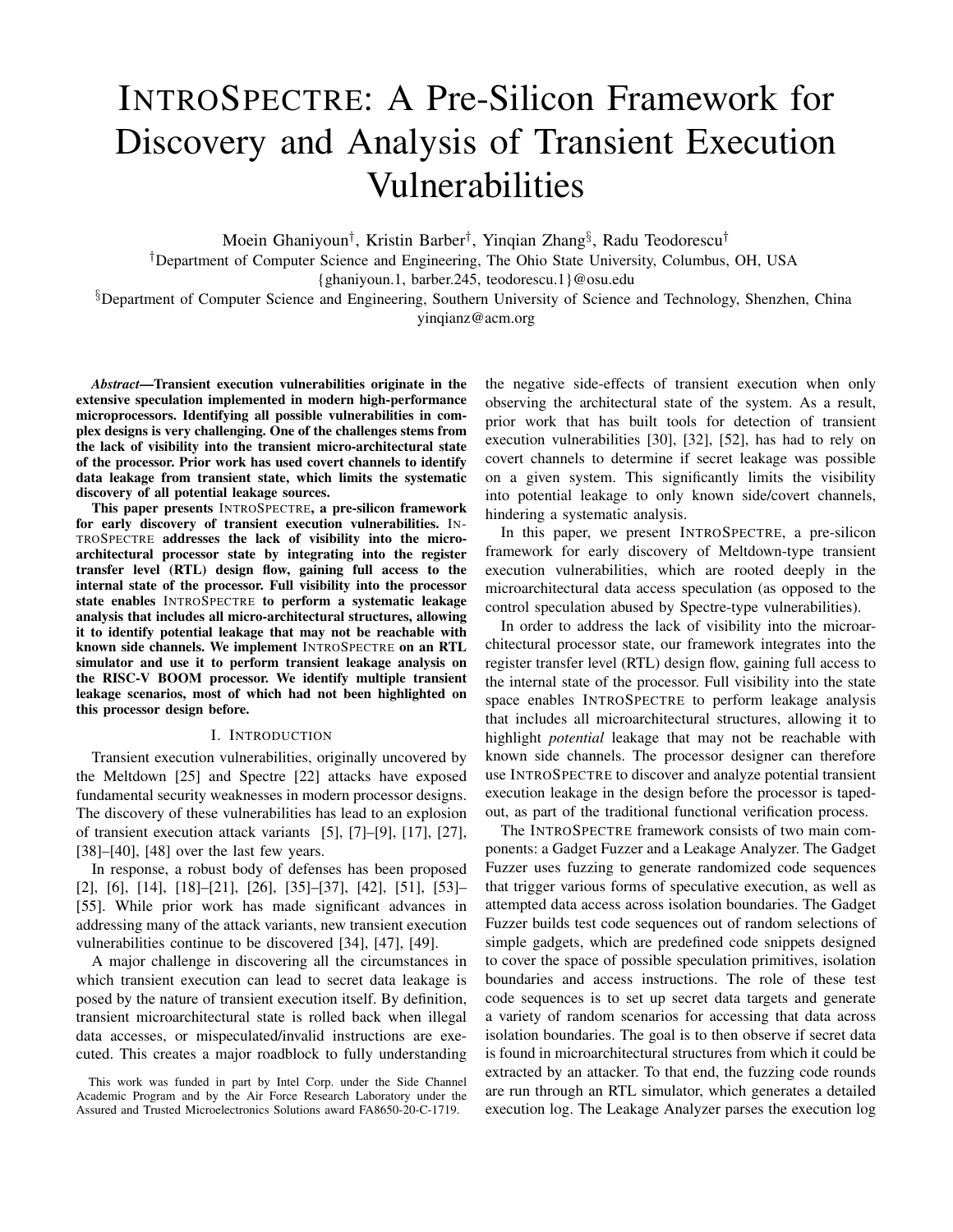# INTROSPECTRE: A Pre-Silicon Framework for Discovery and Analysis of Transient Execution Vulnerabilities

Moein Ghaniyoun[†], Kristin Barber[†], Yinqian Zhang[§], Radu Teodorescu[†]

[†]Department of Computer Science and Engineering, The Ohio State University, Columbus, OH, USA
{ghaniyoun.1, barber.245, teodorescu.1}@osu.edu

[§]Department of Computer Science and Engineering, Southern University of Science and Technology, Shenzhen, China
yinqianz@acm.org

***Abstract*—Transient execution vulnerabilities originate in the extensive speculation implemented in modern high-performance microprocessors. Identifying all possible vulnerabilities in complex designs is very challenging. One of the challenges stems from the lack of visibility into the transient micro-architectural state of the processor. Prior work has used covert channels to identify data leakage from transient state, which limits the systematic discovery of all potential leakage sources.**

**This paper presents INTROSPECTRE, a pre-silicon framework for early discovery of transient execution vulnerabilities. INTROSPECTRE addresses the lack of visibility into the micro-architectural processor state by integrating into the register transfer level (RTL) design flow, gaining full access to the internal state of the processor. Full visibility into the processor state enables INTROSPECTRE to perform a systematic leakage analysis that includes all micro-architectural structures, allowing it to identify potential leakage that may not be reachable with known side channels. We implement INTROSPECTRE on an RTL simulator and use it to perform transient leakage analysis on the RISC-V BOOM processor. We identify multiple transient leakage scenarios, most of which had not been highlighted on this processor design before.**

## I. INTRODUCTION

Transient execution vulnerabilities, originally uncovered by the Meltdown [25] and Spectre [22] attacks have exposed fundamental security weaknesses in modern processor designs. The discovery of these vulnerabilities has lead to an explosion of transient execution attack variants [5], [7]–[9], [17], [27], [38]–[40], [48] over the last few years.

In response, a robust body of defenses has been proposed [2], [6], [14], [18]–[21], [26], [35]–[37], [42], [51], [53]–[55]. While prior work has made significant advances in addressing many of the attack variants, new transient execution vulnerabilities continue to be discovered [34], [47], [49].

A major challenge in discovering all the circumstances in which transient execution can lead to secret data leakage is posed by the nature of transient execution itself. By definition, transient microarchitectural state is rolled back when illegal data accesses, or mispeculated/invalid instructions are executed. This creates a major roadblock to fully understanding the negative side-effects of transient execution when only observing the architectural state of the system. As a result, prior work that has built tools for detection of transient execution vulnerabilities [30], [32], [52], has had to rely on covert channels to determine if secret leakage was possible on a given system. This significantly limits the visibility into potential leakage to only known side/covert channels, hindering a systematic analysis.

In this paper, we present INTROSPECTRE, a pre-silicon framework for early discovery of Meltdown-type transient execution vulnerabilities, which are rooted deeply in the microarchitectural data access speculation (as opposed to the control speculation abused by Spectre-type vulnerabilities).

In order to address the lack of visibility into the microarchitectural processor state, our framework integrates into the register transfer level (RTL) design flow, gaining full access to the internal state of the processor. Full visibility into the state space enables INTROSPECTRE to perform leakage analysis that includes all microarchitectural structures, allowing it to highlight *potential* leakage that may not be reachable with known side channels. The processor designer can therefore use INTROSPECTRE to discover and analyze potential transient execution leakage in the design before the processor is taped-out, as part of the traditional functional verification process.

The INTROSPECTRE framework consists of two main components: a Gadget Fuzzer and a Leakage Analyzer. The Gadget Fuzzer uses fuzzing to generate randomized code sequences that trigger various forms of speculative execution, as well as attempted data access across isolation boundaries. The Gadget Fuzzer builds test code sequences out of random selections of simple gadgets, which are predefined code snippets designed to cover the space of possible speculation primitives, isolation boundaries and access instructions. The role of these test code sequences is to set up secret data targets and generate a variety of random scenarios for accessing that data across isolation boundaries. The goal is to then observe if secret data is found in microarchitectural structures from which it could be extracted by an attacker. To that end, the fuzzing code rounds are run through an RTL simulator, which generates a detailed execution log. The Leakage Analyzer parses the execution log

This work was funded in part by Intel Corp. under the Side Channel Academic Program and by the Air Force Research Laboratory under the Assured and Trusted Microelectronics Solutions award FA8650-20-C-1719.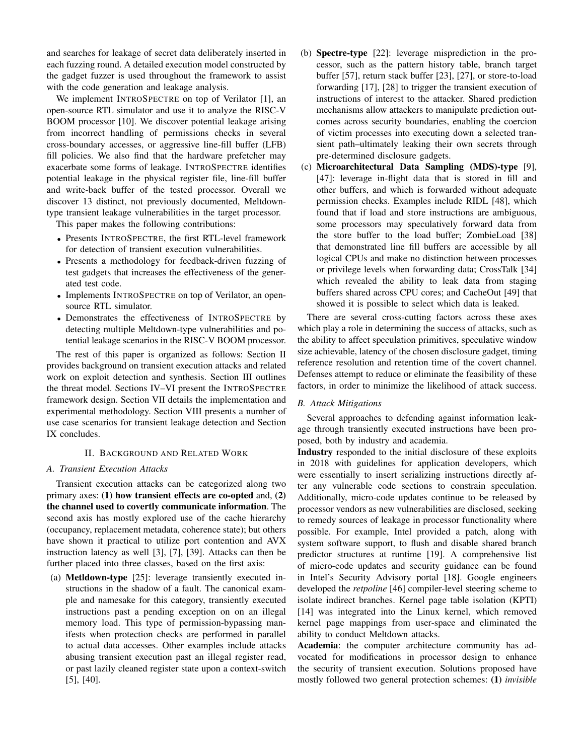and searches for leakage of secret data deliberately inserted in each fuzzing round. A detailed execution model constructed by the gadget fuzzer is used throughout the framework to assist with the code generation and leakage analysis.

We implement INTROSPECTRE on top of Verilator [1], an open-source RTL simulator and use it to analyze the RISC-V BOOM processor [10]. We discover potential leakage arising from incorrect handling of permissions checks in several cross-boundary accesses, or aggressive line-fill buffer (LFB) fill policies. We also find that the hardware prefetcher may exacerbate some forms of leakage. INTROSPECTRE identifies potential leakage in the physical register file, line-fill buffer and write-back buffer of the tested processor. Overall we discover 13 distinct, not previously documented, Meltdown-type transient leakage vulnerabilities in the target processor.

This paper makes the following contributions:

- Presents INTROSPECTRE, the first RTL-level framework for detection of transient execution vulnerabilities.
- Presents a methodology for feedback-driven fuzzing of test gadgets that increases the effectiveness of the generated test code.
- Implements INTROSPECTRE on top of Verilator, an open-source RTL simulator.
- Demonstrates the effectiveness of INTROSPECTRE by detecting multiple Meltdown-type vulnerabilities and potential leakage scenarios in the RISC-V BOOM processor.

The rest of this paper is organized as follows: Section II provides background on transient execution attacks and related work on exploit detection and synthesis. Section III outlines the threat model. Sections IV–VI present the INTROSPECTRE framework design. Section VII details the implementation and experimental methodology. Section VIII presents a number of use case scenarios for transient leakage detection and Section IX concludes.

## II. Background and Related Work

### A. Transient Execution Attacks

Transient execution attacks can be categorized along two primary axes: **(1) how transient effects are co-opted** and, **(2) the channel used to covertly communicate information**. The second axis has mostly explored use of the cache hierarchy (occupancy, replacement metadata, coherence state); but others have shown it practical to utilize port contention and AVX instruction latency as well [3], [7], [39]. Attacks can then be further placed into three classes, based on the first axis:

(a) **Metldown-type** [25]: leverage transiently executed instructions in the shadow of a fault. The canonical example and namesake for this category, transiently executed instructions past a pending exception on on an illegal memory load. This type of permission-bypassing manifests when protection checks are performed in parallel to actual data accesses. Other examples include attacks abusing transient execution past an illegal register read, or past lazily cleaned register state upon a context-switch [5], [40].

(b) **Spectre-type** [22]: leverage misprediction in the processor, such as the pattern history table, branch target buffer [57], return stack buffer [23], [27], or store-to-load forwarding [17], [28] to trigger the transient execution of instructions of interest to the attacker. Shared prediction mechanisms allow attackers to manipulate prediction outcomes across security boundaries, enabling the coercion of victim processes into executing down a selected transient path–ultimately leaking their own secrets through pre-determined disclosure gadgets.

(c) **Microarchitectural Data Sampling (MDS)-type** [9], [47]: leverage in-flight data that is stored in fill and other buffers, and which is forwarded without adequate permission checks. Examples include RIDL [48], which found that if load and store instructions are ambiguous, some processors may speculatively forward data from the store buffer to the load buffer; ZombieLoad [38] that demonstrated line fill buffers are accessible by all logical CPUs and make no distinction between processes or privilege levels when forwarding data; CrossTalk [34] which revealed the ability to leak data from staging buffers shared across CPU cores; and CacheOut [49] that showed it is possible to select which data is leaked.

There are several cross-cutting factors across these axes which play a role in determining the success of attacks, such as the ability to affect speculation primitives, speculative window size achievable, latency of the chosen disclosure gadget, timing reference resolution and retention time of the covert channel. Defenses attempt to reduce or eliminate the feasibility of these factors, in order to minimize the likelihood of attack success.

### B. Attack Mitigations

Several approaches to defending against information leakage through transiently executed instructions have been proposed, both by industry and academia.

**Industry** responded to the initial disclosure of these exploits in 2018 with guidelines for application developers, which were essentially to insert serializing instructions directly after any vulnerable code sections to constrain speculation. Additionally, micro-code updates continue to be released by processor vendors as new vulnerabilities are disclosed, seeking to remedy sources of leakage in processor functionality where possible. For example, Intel provided a patch, along with system software support, to flush and disable shared branch predictor structures at runtime [19]. A comprehensive list of micro-code updates and security guidance can be found in Intel's Security Advisory portal [18]. Google engineers developed the *retpoline* [46] compiler-level steering scheme to isolate indirect branches. Kernel page table isolation (KPTI) [14] was integrated into the Linux kernel, which removed kernel page mappings from user-space and eliminated the ability to conduct Meltdown attacks.

**Academia**: the computer architecture community has advocated for modifications in processor design to enhance the security of transient execution. Solutions proposed have mostly followed two general protection schemes: **(1)** *invisible*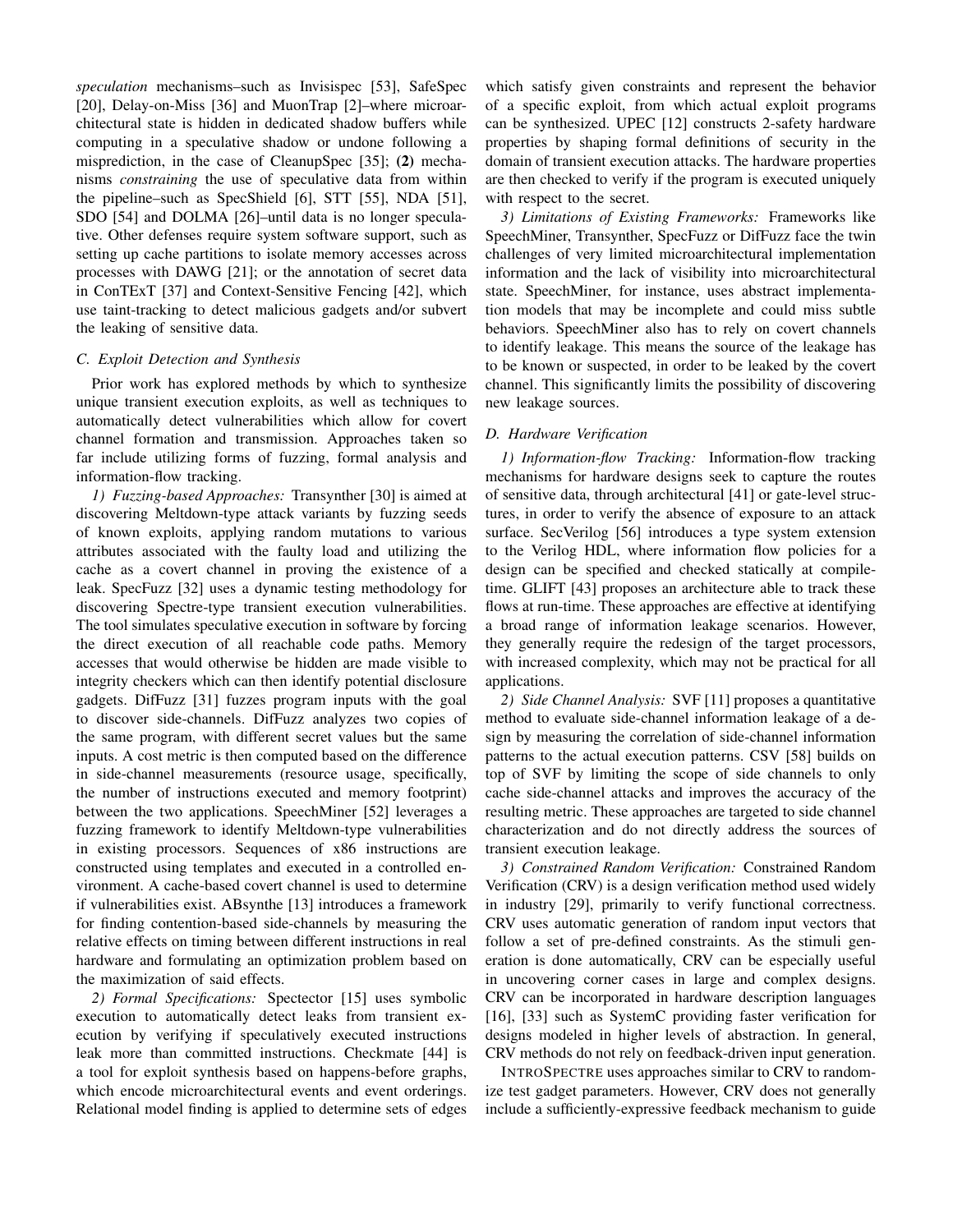*speculation* mechanisms–such as Invisispec [53], SafeSpec [20], Delay-on-Miss [36] and MuonTrap [2]–where microarchitectural state is hidden in dedicated shadow buffers while computing in a speculative shadow or undone following a misprediction, in the case of CleanupSpec [35]; **(2)** mechanisms *constraining* the use of speculative data from within the pipeline–such as SpecShield [6], STT [55], NDA [51], SDO [54] and DOLMA [26]–until data is no longer speculative. Other defenses require system software support, such as setting up cache partitions to isolate memory accesses across processes with DAWG [21]; or the annotation of secret data in ConTExT [37] and Context-Sensitive Fencing [42], which use taint-tracking to detect malicious gadgets and/or subvert the leaking of sensitive data.

### C. Exploit Detection and Synthesis

Prior work has explored methods by which to synthesize unique transient execution exploits, as well as techniques to automatically detect vulnerabilities which allow for covert channel formation and transmission. Approaches taken so far include utilizing forms of fuzzing, formal analysis and information-flow tracking.

*1) Fuzzing-based Approaches:* Transynther [30] is aimed at discovering Meltdown-type attack variants by fuzzing seeds of known exploits, applying random mutations to various attributes associated with the faulty load and utilizing the cache as a covert channel in proving the existence of a leak. SpecFuzz [32] uses a dynamic testing methodology for discovering Spectre-type transient execution vulnerabilities. The tool simulates speculative execution in software by forcing the direct execution of all reachable code paths. Memory accesses that would otherwise be hidden are made visible to integrity checkers which can then identify potential disclosure gadgets. DiffFuzz [31] fuzzes program inputs with the goal to discover side-channels. DiffFuzz analyzes two copies of the same program, with different secret values but the same inputs. A cost metric is then computed based on the difference in side-channel measurements (resource usage, specifically, the number of instructions executed and memory footprint) between the two applications. SpeechMiner [52] leverages a fuzzing framework to identify Meltdown-type vulnerabilities in existing processors. Sequences of x86 instructions are constructed using templates and executed in a controlled environment. A cache-based covert channel is used to determine if vulnerabilities exist. ABsynthe [13] introduces a framework for finding contention-based side-channels by measuring the relative effects on timing between different instructions in real hardware and formulating an optimization problem based on the maximization of said effects.

*2) Formal Specifications:* Spectector [15] uses symbolic execution to automatically detect leaks from transient execution by verifying if speculatively executed instructions leak more than committed instructions. Checkmate [44] is a tool for exploit synthesis based on happens-before graphs, which encode microarchitectural events and event orderings. Relational model finding is applied to determine sets of edges which satisfy given constraints and represent the behavior of a specific exploit, from which actual exploit programs can be synthesized. UPEC [12] constructs 2-safety hardware properties by shaping formal definitions of security in the domain of transient execution attacks. The hardware properties are then checked to verify if the program is executed uniquely with respect to the secret.

*3) Limitations of Existing Frameworks:* Frameworks like SpeechMiner, Transynther, SpecFuzz or DifFuzz face the twin challenges of very limited microarchitectural implementation information and the lack of visibility into microarchitectural state. SpeechMiner, for instance, uses abstract implementation models that may be incomplete and could miss subtle behaviors. SpeechMiner also has to rely on covert channels to identify leakage. This means the source of the leakage has to be known or suspected, in order to be leaked by the covert channel. This significantly limits the possibility of discovering new leakage sources.

### D. Hardware Verification

*1) Information-flow Tracking:* Information-flow tracking mechanisms for hardware designs seek to capture the routes of sensitive data, through architectural [41] or gate-level structures, in order to verify the absence of exposure to an attack surface. SecVerilog [56] introduces a type system extension to the Verilog HDL, where information flow policies for a design can be specified and checked statically at compile-time. GLIFT [43] proposes an architecture able to track these flows at run-time. These approaches are effective at identifying a broad range of information leakage scenarios. However, they generally require the redesign of the target processors, with increased complexity, which may not be practical for all applications.

*2) Side Channel Analysis:* SVF [11] proposes a quantitative method to evaluate side-channel information leakage of a design by measuring the correlation of side-channel information patterns to the actual execution patterns. CSV [58] builds on top of SVF by limiting the scope of side channels to only cache side-channel attacks and improves the accuracy of the resulting metric. These approaches are targeted to side channel characterization and do not directly address the sources of transient execution leakage.

*3) Constrained Random Verification:* Constrained Random Verification (CRV) is a design verification method used widely in industry [29], primarily to verify functional correctness. CRV uses automatic generation of random input vectors that follow a set of pre-defined constraints. As the stimuli generation is done automatically, CRV can be especially useful in uncovering corner cases in large and complex designs. CRV can be incorporated in hardware description languages [16], [33] such as SystemC providing faster verification for designs modeled in higher levels of abstraction. In general, CRV methods do not rely on feedback-driven input generation.

INTROSPECTRE uses approaches similar to CRV to randomize test gadget parameters. However, CRV does not generally include a sufficiently-expressive feedback mechanism to guide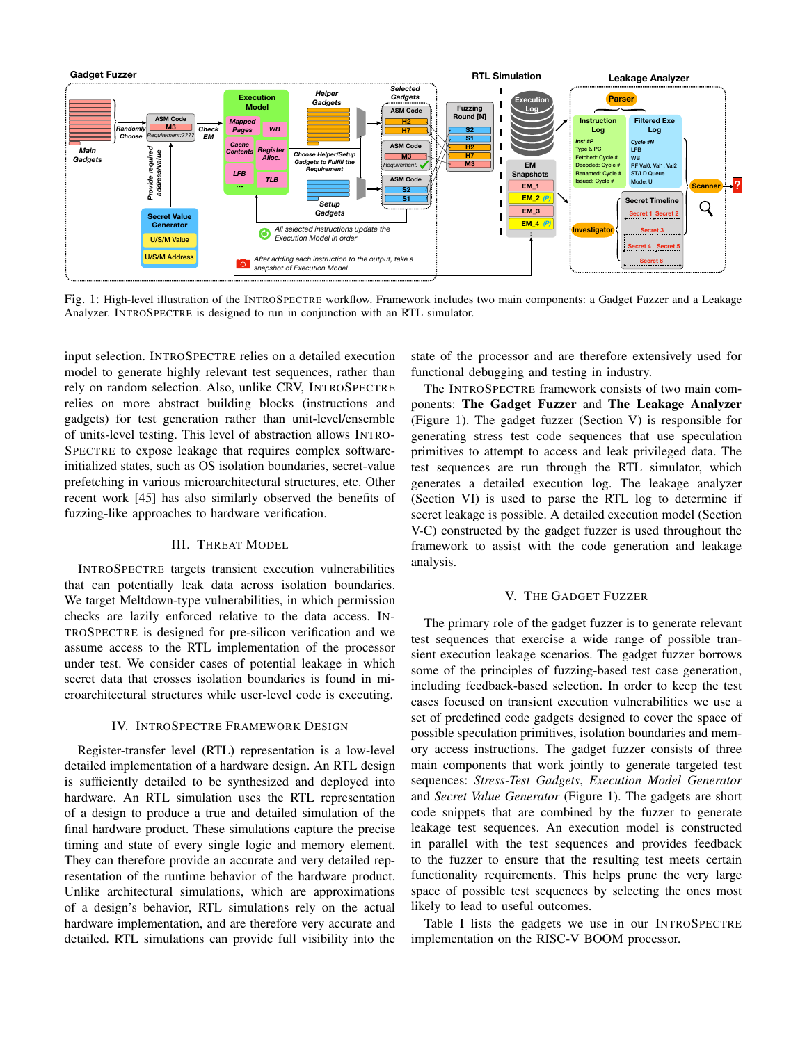Fig. 1: High-level illustration of the INTROSPECTRE workflow. Framework includes two main components: a Gadget Fuzzer and a Leakage Analyzer. INTROSPECTRE is designed to run in conjunction with an RTL simulator.

input selection. INTROSPECTRE relies on a detailed execution model to generate highly relevant test sequences, rather than rely on random selection. Also, unlike CRV, INTROSPECTRE relies on more abstract building blocks (instructions and gadgets) for test generation rather than unit-level/ensemble of units-level testing. This level of abstraction allows INTROSPECTRE to expose leakage that requires complex software-initialized states, such as OS isolation boundaries, secret-value prefetching in various microarchitectural structures, etc. Other recent work [45] has also similarly observed the benefits of fuzzing-like approaches to hardware verification.

## III. Threat Model

INTROSPECTRE targets transient execution vulnerabilities that can potentially leak data across isolation boundaries. We target Meltdown-type vulnerabilities, in which permission checks are lazily enforced relative to the data access. INTROSPECTRE is designed for pre-silicon verification and we assume access to the RTL implementation of the processor under test. We consider cases of potential leakage in which secret data that crosses isolation boundaries is found in microarchitectural structures while user-level code is executing.

## IV. IntroSpectre Framework Design

Register-transfer level (RTL) representation is a low-level detailed implementation of a hardware design. An RTL design is sufficiently detailed to be synthesized and deployed into hardware. An RTL simulation uses the RTL representation of a design to produce a true and detailed simulation of the final hardware product. These simulations capture the precise timing and state of every single logic and memory element. They can therefore provide an accurate and very detailed representation of the runtime behavior of the hardware product. Unlike architectural simulations, which are approximations of a design's behavior, RTL simulations rely on the actual hardware implementation, and are therefore very accurate and detailed. RTL simulations can provide full visibility into the state of the processor and are therefore extensively used for functional debugging and testing in industry.

The INTROSPECTRE framework consists of two main components: **The Gadget Fuzzer** and **The Leakage Analyzer** (Figure 1). The gadget fuzzer (Section V) is responsible for generating stress test code sequences that use speculation primitives to attempt to access and leak privileged data. The test sequences are run through the RTL simulator, which generates a detailed execution log. The leakage analyzer (Section VI) is used to parse the RTL log to determine if secret leakage is possible. A detailed execution model (Section V-C) constructed by the gadget fuzzer is used throughout the framework to assist with the code generation and leakage analysis.

## V. The Gadget Fuzzer

The primary role of the gadget fuzzer is to generate relevant test sequences that exercise a wide range of possible transient execution leakage scenarios. The gadget fuzzer borrows some of the principles of fuzzing-based test case generation, including feedback-based selection. In order to keep the test cases focused on transient execution vulnerabilities we use a set of predefined code gadgets designed to cover the space of possible speculation primitives, isolation boundaries and memory access instructions. The gadget fuzzer consists of three main components that work jointly to generate targeted test sequences: *Stress-Test Gadgets*, *Execution Model Generator* and *Secret Value Generator* (Figure 1). The gadgets are short code snippets that are combined by the fuzzer to generate leakage test sequences. An execution model is constructed in parallel with the test sequences and provides feedback to the fuzzer to ensure that the resulting test meets certain functionality requirements. This helps prune the very large space of possible test sequences by selecting the ones most likely to lead to useful outcomes.

Table I lists the gadgets we use in our INTROSPECTRE implementation on the RISC-V BOOM processor.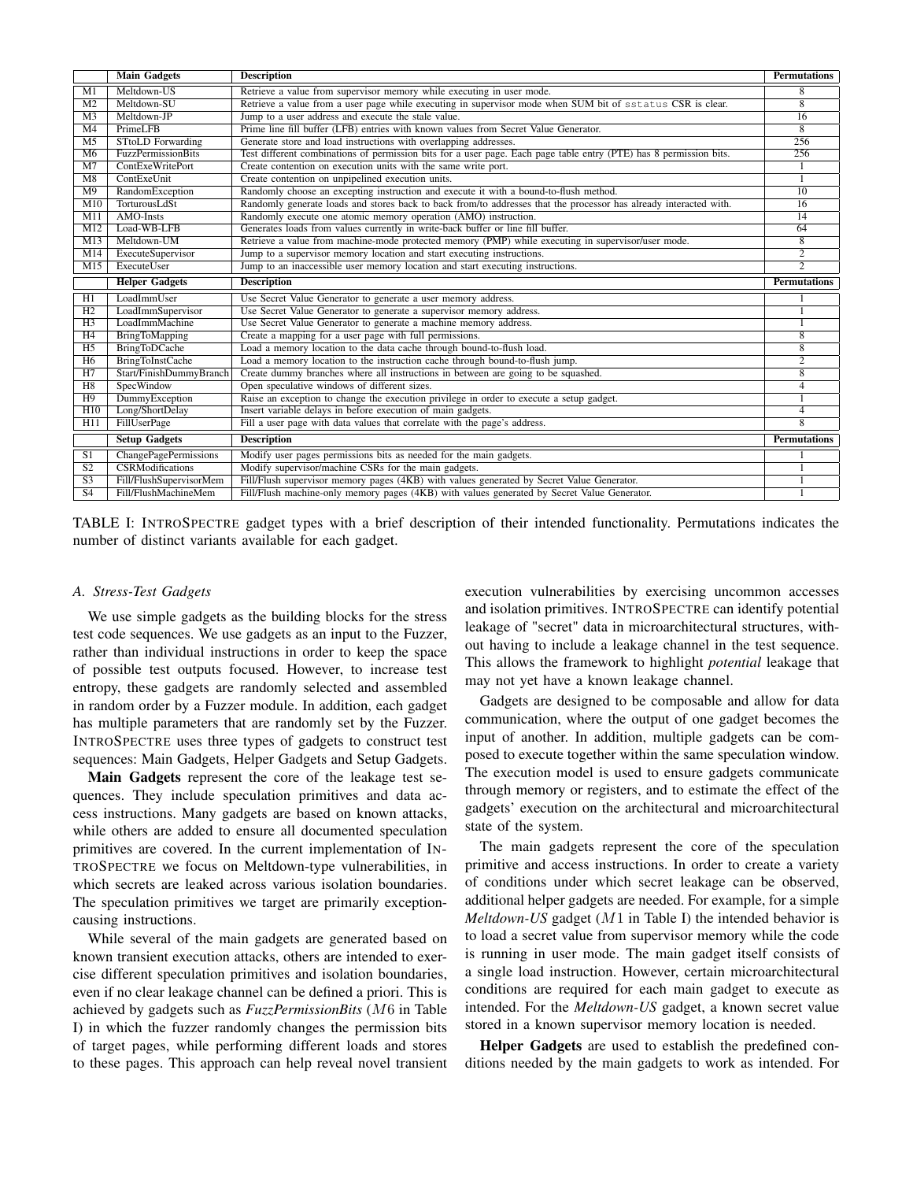| | Main Gadgets | Description | Permutations |
|---|---|---|---|
| M1 | Meltdown-US | Retrieve a value from supervisor memory while executing in user mode. | 8 |
| M2 | Meltdown-SU | Retrieve a value from a user page while executing in supervisor mode when SUM bit of `sstatus` CSR is clear. | 8 |
| M3 | Meltdown-JP | Jump to a user address and execute the stale value. | 16 |
| M4 | PrimeLFB | Prime line fill buffer (LFB) entries with known values from Secret Value Generator. | 8 |
| M5 | STtoLD Forwarding | Generate store and load instructions with overlapping addresses. | 256 |
| M6 | FuzzPermissionBits | Test different combinations of permission bits for a user page. Each page table entry (PTE) has 8 permission bits. | 256 |
| M7 | ContExeWritePort | Create contention on execution units with the same write port. | 1 |
| M8 | ContExeUnit | Create contention on unpipelined execution units. | 1 |
| M9 | RandomException | Randomly choose an excepting instruction and execute it with a bound-to-flush method. | 10 |
| M10 | TorturousLdSt | Randomly generate loads and stores back to back from/to addresses that the processor has already interacted with. | 16 |
| M11 | AMO-Insts | Randomly execute one atomic memory operation (AMO) instruction. | 14 |
| M12 | Load-WB-LFB | Generates loads from values currently in write-back buffer or line fill buffer. | 64 |
| M13 | Meltdown-UM | Retrieve a value from machine-mode protected memory (PMP) while executing in supervisor/user mode. | 8 |
| M14 | ExecuteSupervisor | Jump to a supervisor memory location and start executing instructions. | 2 |
| M15 | ExecuteUser | Jump to an inaccessible user memory location and start executing instructions. | 2 |
| | **Helper Gadgets** | **Description** | **Permutations** |
| H1 | LoadImmUser | Use Secret Value Generator to generate a user memory address. | 1 |
| H2 | LoadImmSupervisor | Use Secret Value Generator to generate a supervisor memory address. | 1 |
| H3 | LoadImmMachine | Use Secret Value Generator to generate a machine memory address. | 1 |
| H4 | BringToMapping | Create a mapping for a user page with full permissions. | 8 |
| H5 | BringToDCache | Load a memory location to the data cache through bound-to-flush load. | 8 |
| H6 | BringToInstCache | Load a memory location to the instruction cache through bound-to-flush jump. | 2 |
| H7 | Start/FinishDummyBranch | Create dummy branches where all instructions in between are going to be squashed. | 8 |
| H8 | SpecWindow | Open speculative windows of different sizes. | 4 |
| H9 | DummyException | Raise an exception to change the execution privilege in order to execute a setup gadget. | 1 |
| H10 | Long/ShortDelay | Insert variable delays in before execution of main gadgets. | 4 |
| H11 | FillUserPage | Fill a user page with data values that correlate with the page's address. | 8 |
| | **Setup Gadgets** | **Description** | **Permutations** |
| S1 | ChangePagePermissions | Modify user pages permissions bits as needed for the main gadgets. | 1 |
| S2 | CSRModifications | Modify supervisor/machine CSRs for the main gadgets. | 1 |
| S3 | Fill/FlushSupervisorMem | Fill/Flush supervisor memory pages (4KB) with values generated by Secret Value Generator. | 1 |
| S4 | Fill/FlushMachineMem | Fill/Flush machine-only memory pages (4KB) with values generated by Secret Value Generator. | 1 |

TABLE I: INTROSPECTRE gadget types with a brief description of their intended functionality. Permutations indicates the number of distinct variants available for each gadget.

### A. Stress-Test Gadgets

We use simple gadgets as the building blocks for the stress test code sequences. We use gadgets as an input to the Fuzzer, rather than individual instructions in order to keep the space of possible test outputs focused. However, to increase test entropy, these gadgets are randomly selected and assembled in random order by a Fuzzer module. In addition, each gadget has multiple parameters that are randomly set by the Fuzzer. INTROSPECTRE uses three types of gadgets to construct test sequences: Main Gadgets, Helper Gadgets and Setup Gadgets.

**Main Gadgets** represent the core of the leakage test sequences. They include speculation primitives and data access instructions. Many gadgets are based on known attacks, while others are added to ensure all documented speculation primitives are covered. In the current implementation of INTROSPECTRE we focus on Meltdown-type vulnerabilities, in which secrets are leaked across various isolation boundaries. The speculation primitives we target are primarily exception-causing instructions.

While several of the main gadgets are generated based on known transient execution attacks, others are intended to exercise different speculation primitives and isolation boundaries, even if no clear leakage channel can be defined a priori. This is achieved by gadgets such as *FuzzPermissionBits* ($M6$ in Table I) in which the fuzzer randomly changes the permission bits of target pages, while performing different loads and stores to these pages. This approach can help reveal novel transient execution vulnerabilities by exercising uncommon accesses and isolation primitives. INTROSPECTRE can identify potential leakage of "secret" data in microarchitectural structures, without having to include a leakage channel in the test sequence. This allows the framework to highlight *potential* leakage that may not yet have a known leakage channel.

Gadgets are designed to be composable and allow for data communication, where the output of one gadget becomes the input of another. In addition, multiple gadgets can be composed to execute together within the same speculation window. The execution model is used to ensure gadgets communicate through memory or registers, and to estimate the effect of the gadgets' execution on the architectural and microarchitectural state of the system.

The main gadgets represent the core of the speculation primitive and access instructions. In order to create a variety of conditions under which secret leakage can be observed, additional helper gadgets are needed. For example, for a simple *Meltdown-US* gadget ($M1$ in Table I) the intended behavior is to load a secret value from supervisor memory while the code is running in user mode. The main gadget itself consists of a single load instruction. However, certain microarchitectural conditions are required for each main gadget to execute as intended. For the *Meltdown-US* gadget, a known secret value stored in a known supervisor memory location is needed.

**Helper Gadgets** are used to establish the predefined conditions needed by the main gadgets to work as intended. For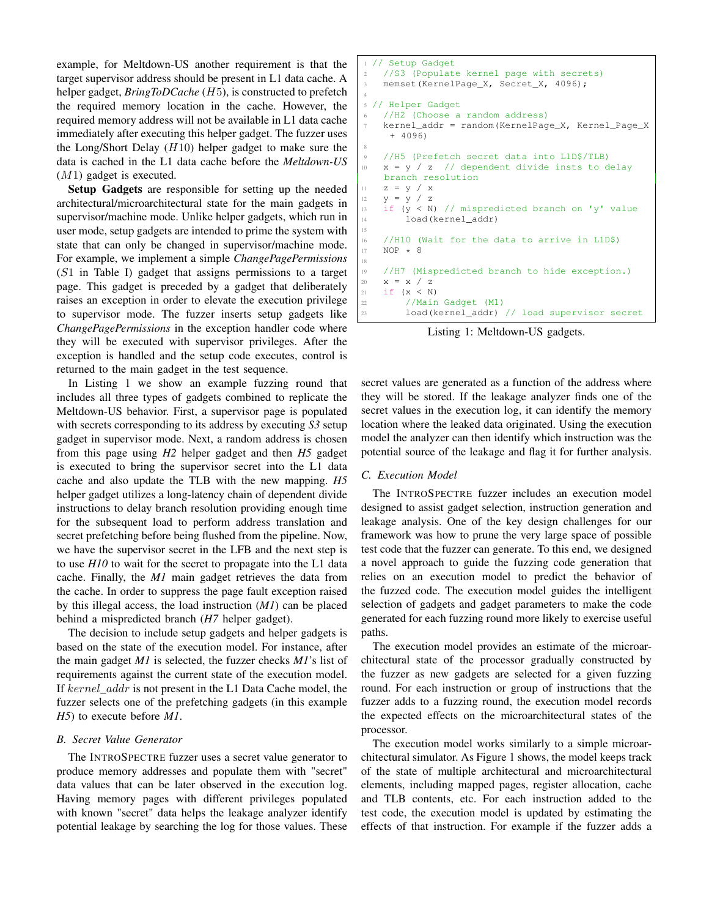example, for Meltdown-US another requirement is that the target supervisor address should be present in L1 data cache. A helper gadget, *BringToDCache* ($H5$), is constructed to prefetch the required memory location in the cache. However, the required memory address will not be available in L1 data cache immediately after executing this helper gadget. The fuzzer uses the Long/Short Delay ($H10$) helper gadget to make sure the data is cached in the L1 data cache before the *Meltdown-US* ($M1$) gadget is executed.

**Setup Gadgets** are responsible for setting up the needed architectural/microarchitectural state for the main gadgets in supervisor/machine mode. Unlike helper gadgets, which run in user mode, setup gadgets are intended to prime the system with state that can only be changed in supervisor/machine mode. For example, we implement a simple *ChangePagePermissions* ($S1$ in Table I) gadget that assigns permissions to a target page. This gadget is preceded by a gadget that deliberately raises an exception in order to elevate the execution privilege to supervisor mode. The fuzzer inserts setup gadgets like *ChangePagePermissions* in the exception handler code where they will be executed with supervisor privileges. After the exception is handled and the setup code executes, control is returned to the main gadget in the test sequence.

In Listing 1 we show an example fuzzing round that includes all three types of gadgets combined to replicate the Meltdown-US behavior. First, a supervisor page is populated with secrets corresponding to its address by executing *S3* setup gadget in supervisor mode. Next, a random address is chosen from this page using *H2* helper gadget and then *H5* gadget is executed to bring the supervisor secret into the L1 data cache and also update the TLB with the new mapping. *H5* helper gadget utilizes a long-latency chain of dependent divide instructions to delay branch resolution providing enough time for the subsequent load to perform address translation and secret prefetching before being flushed from the pipeline. Now, we have the supervisor secret in the LFB and the next step is to use *H10* to wait for the secret to propagate into the L1 data cache. Finally, the *M1* main gadget retrieves the data from the cache. In order to suppress the page fault exception raised by this illegal access, the load instruction (*M1*) can be placed behind a mispredicted branch (*H7* helper gadget).

The decision to include setup gadgets and helper gadgets is based on the state of the execution model. For instance, after the main gadget *M1* is selected, the fuzzer checks *M1*'s list of requirements against the current state of the execution model. If $kernel\_addr$ is not present in the L1 Data Cache model, the fuzzer selects one of the prefetching gadgets (in this example *H5*) to execute before *M1*.

### B. Secret Value Generator

The INTROSPECTRE fuzzer uses a secret value generator to produce memory addresses and populate them with "secret" data values that can be later observed in the execution log. Having memory pages with different privileges populated with known "secret" data helps the leakage analyzer identify potential leakage by searching the log for those values. These secret values are generated as a function of the address where they will be stored. If the leakage analyzer finds one of the secret values in the execution log, it can identify the memory location where the leaked data originated. Using the execution model the analyzer can then identify which instruction was the potential source of the leakage and flag it for further analysis.

```
1 // Setup Gadget
2   //S3 (Populate kernel page with secrets)
3   memset(KernelPage_X, Secret_X, 4096);
4
5 // Helper Gadget
6   //H2 (Choose a random address)
7   kernel_addr = random(KernelPage_X, Kernel_Page_X
     + 4096)
8
9   //H5 (Prefetch secret data into L1D$/TLB)
10  x = y / z  // dependent divide insts to delay
    branch resolution
11  z = y / x
12  y = y / z
13  if (y < N) // mispredicted branch on 'y' value
14      load(kernel_addr)
15
16  //H10 (Wait for the data to arrive in L1D$)
17  NOP * 8
18
19  //H7 (Mispredicted branch to hide exception.)
20  x = x / z
21  if (x < N)
22      //Main Gadget (M1)
23      load(kernel_addr) // load supervisor secret
```

Listing 1: Meltdown-US gadgets.

### C. Execution Model

The INTROSPECTRE fuzzer includes an execution model designed to assist gadget selection, instruction generation and leakage analysis. One of the key design challenges for our framework was how to prune the very large space of possible test code that the fuzzer can generate. To this end, we designed a novel approach to guide the fuzzing code generation that relies on an execution model to predict the behavior of the fuzzed code. The execution model guides the intelligent selection of gadgets and gadget parameters to make the code generated for each fuzzing round more likely to exercise useful paths.

The execution model provides an estimate of the microarchitectural state of the processor gradually constructed by the fuzzer as new gadgets are selected for a given fuzzing round. For each instruction or group of instructions that the fuzzer adds to a fuzzing round, the execution model records the expected effects on the microarchitectural states of the processor.

The execution model works similarly to a simple microarchitectural simulator. As Figure 1 shows, the model keeps track of the state of multiple architectural and microarchitectural elements, including mapped pages, register allocation, cache and TLB contents, etc. For each instruction added to the test code, the execution model is updated by estimating the effects of that instruction. For example if the fuzzer adds a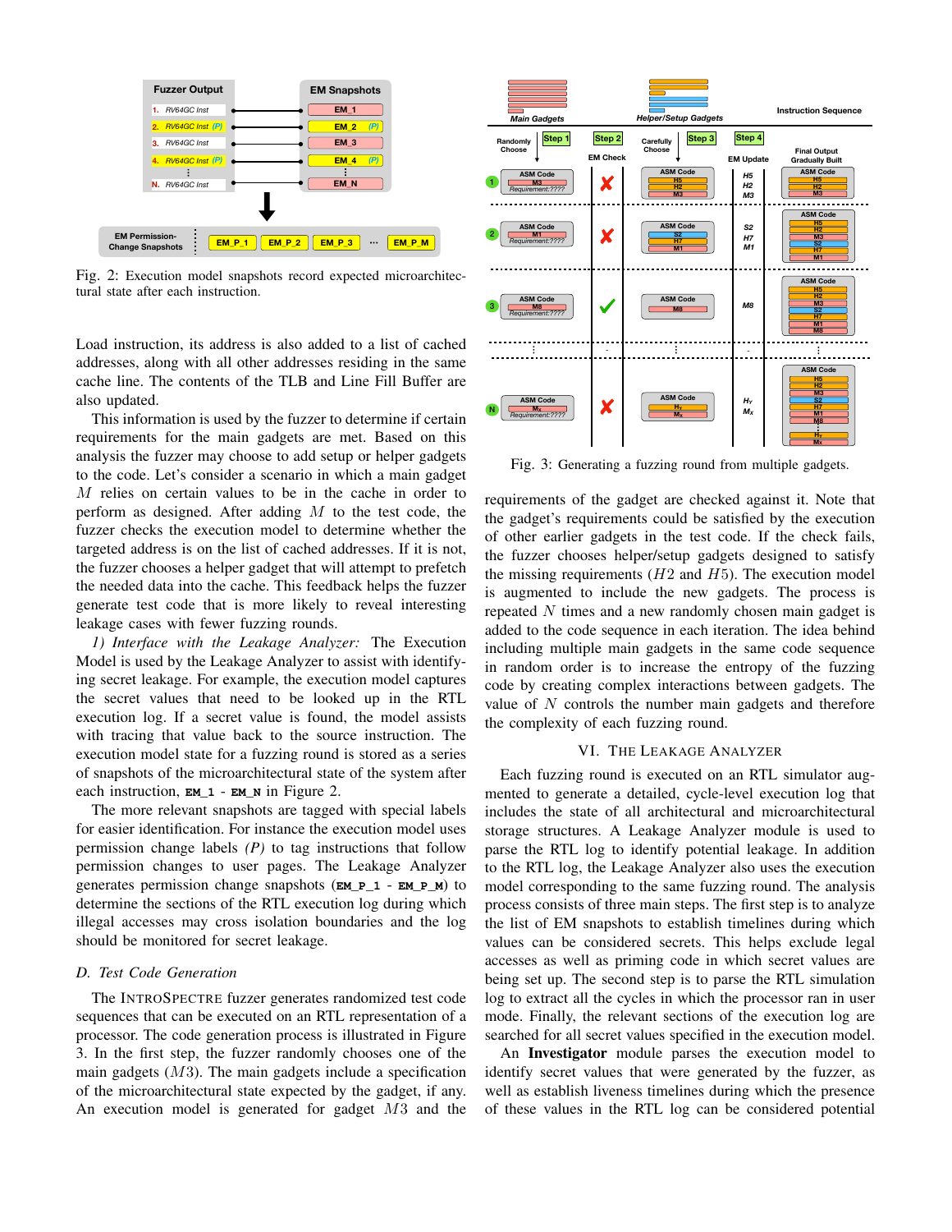Fig. 2: Execution model snapshots record expected microarchitectural state after each instruction.

Load instruction, its address is also added to a list of cached addresses, along with all other addresses residing in the same cache line. The contents of the TLB and Line Fill Buffer are also updated.

This information is used by the fuzzer to determine if certain requirements for the main gadgets are met. Based on this analysis the fuzzer may choose to add setup or helper gadgets to the code. Let's consider a scenario in which a main gadget $M$ relies on certain values to be in the cache in order to perform as designed. After adding $M$ to the test code, the fuzzer checks the execution model to determine whether the targeted address is on the list of cached addresses. If it is not, the fuzzer chooses a helper gadget that will attempt to prefetch the needed data into the cache. This feedback helps the fuzzer generate test code that is more likely to reveal interesting leakage cases with fewer fuzzing rounds.

*1) Interface with the Leakage Analyzer:* The Execution Model is used by the Leakage Analyzer to assist with identifying secret leakage. For example, the execution model captures the secret values that need to be looked up in the RTL execution log. If a secret value is found, the model assists with tracing that value back to the source instruction. The execution model state for a fuzzing round is stored as a series of snapshots of the microarchitectural state of the system after each instruction, **EM_1** - **EM_N** in Figure 2.

The more relevant snapshots are tagged with special labels for easier identification. For instance the execution model uses permission change labels *(P)* to tag instructions that follow permission changes to user pages. The Leakage Analyzer generates permission change snapshots (**EM_P_1** - **EM_P_M**) to determine the sections of the RTL execution log during which illegal accesses may cross isolation boundaries and the log should be monitored for secret leakage.

### D. Test Code Generation

The INTROSPECTRE fuzzer generates randomized test code sequences that can be executed on an RTL representation of a processor. The code generation process is illustrated in Figure 3. In the first step, the fuzzer randomly chooses one of the main gadgets ($M3$). The main gadgets include a specification of the microarchitectural state expected by the gadget, if any. An execution model is generated for gadget $M3$ and the requirements of the gadget are checked against it. Note that the gadget's requirements could be satisfied by the execution model of other earlier gadgets in the test code. If the check fails, the fuzzer chooses helper/setup gadgets designed to satisfy the missing requirements ($H2$ and $H5$). The execution model is augmented to include the new gadgets. The process is repeated $N$ times and a new randomly chosen main gadget is added to the code sequence in each iteration. The idea behind including multiple main gadgets in the same code sequence in random order is to increase the entropy of the fuzzing code by creating complex interactions between gadgets. The value of $N$ controls the number main gadgets and therefore the complexity of each fuzzing round.

Fig. 3: Generating a fuzzing round from multiple gadgets.

## VI. The Leakage Analyzer

Each fuzzing round is executed on an RTL simulator augmented to generate a detailed, cycle-level execution log that includes the state of all architectural and microarchitectural storage structures. A Leakage Analyzer module is used to parse the RTL log to identify potential leakage. In addition to the RTL log, the Leakage Analyzer also uses the execution model corresponding to the same fuzzing round. The analysis process consists of three main steps. The first step is to analyze the list of EM snapshots to establish timelines during which values can be considered secrets. This helps exclude legal accesses as well as priming code in which secret values are being set up. The second step is to parse the RTL simulation log to extract all the cycles in which the processor ran in user mode. Finally, the relevant sections of the execution log are searched for all secret values specified in the execution model.

An **Investigator** module parses the execution model to identify secret values that were generated by the fuzzer, as well as establish liveness timelines during which the presence of these values in the RTL log can be considered potential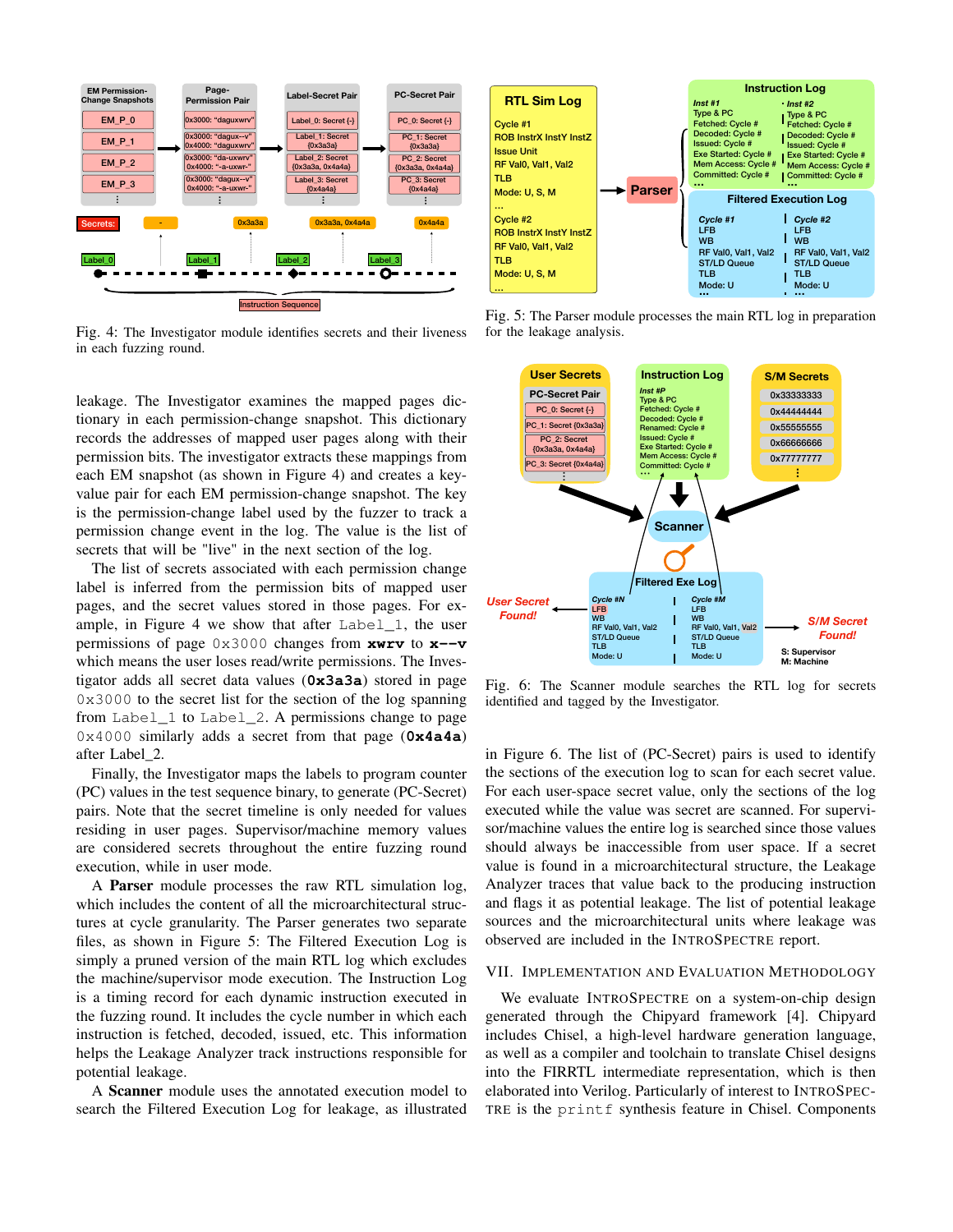Fig. 4: The Investigator module identifies secrets and their liveness in each fuzzing round.

Fig. 5: The Parser module processes the main RTL log in preparation for the leakage analysis.

leakage. The Investigator examines the mapped pages dictionary in each permission-change snapshot. This dictionary records the addresses of mapped user pages along with their permission bits. The investigator extracts these mappings from each EM snapshot (as shown in Figure 4) and creates a key-value pair for each EM permission-change snapshot. The key is the permission-change label used by the fuzzer to track a permission change event in the log. The value is the list of secrets that will be "live" in the next section of the log.

The list of secrets associated with each permission change label is inferred from the permission bits of mapped user pages, and the secret values stored in those pages. For example, in Figure 4 we show that after `Label_1`, the user permissions of page `0x3000` changes from **xwrv** to **x--v** which means the user loses read/write permissions. The Investigator adds all secret data values (**0x3a3a**) stored in page `0x3000` to the secret list for the section of the log spanning from `Label_1` to `Label_2`. A permissions change to page `0x4000` similarly adds a secret from that page (**0x4a4a**) after Label_2.

Finally, the Investigator maps the labels to program counter (PC) values in the test sequence binary, to generate (PC-Secret) pairs. Note that the secret timeline is only needed for values residing in user pages. Supervisor/machine memory values are considered secrets throughout the entire fuzzing round execution, while in user mode.

A **Parser** module processes the raw RTL simulation log, which includes the content of all the microarchitectural structures at cycle granularity. The Parser generates two separate files, as shown in Figure 5: The Filtered Execution Log is simply a pruned version of the main RTL log which excludes the machine/supervisor mode execution. The Instruction Log is a timing record for each dynamic instruction executed in the fuzzing round. It includes the cycle number in which each instruction is fetched, decoded, issued, etc. This information helps the Leakage Analyzer track instructions responsible for potential leakage.

A **Scanner** module uses the annotated execution model to search the Filtered Execution Log for leakage, as illustrated in Figure 6. The list of (PC-Secret) pairs is used to identify the sections of the execution log to scan for each secret value. For each user-space secret value, only the sections of the log executed while the value was secret are scanned. For supervisor/machine values the entire log is searched since those values should always be inaccessible from user space. If a secret value is found in a microarchitectural structure, the Leakage Analyzer traces that value back to the producing instruction and flags it as potential leakage. The list of potential leakage sources and the microarchitectural units where leakage was observed are included in the INTROSPECTRE report.

Fig. 6: The Scanner module searches the RTL log for secrets identified and tagged by the Investigator.

## VII. Implementation and Evaluation Methodology

We evaluate INTROSPECTRE on a system-on-chip design generated through the Chipyard framework [4]. Chipyard includes Chisel, a high-level hardware generation language, as well as a compiler and toolchain to translate Chisel designs into the FIRRTL intermediate representation, which is then elaborated into Verilog. Particularly of interest to INTROSPECTRE is the `printf` synthesis feature in Chisel. Components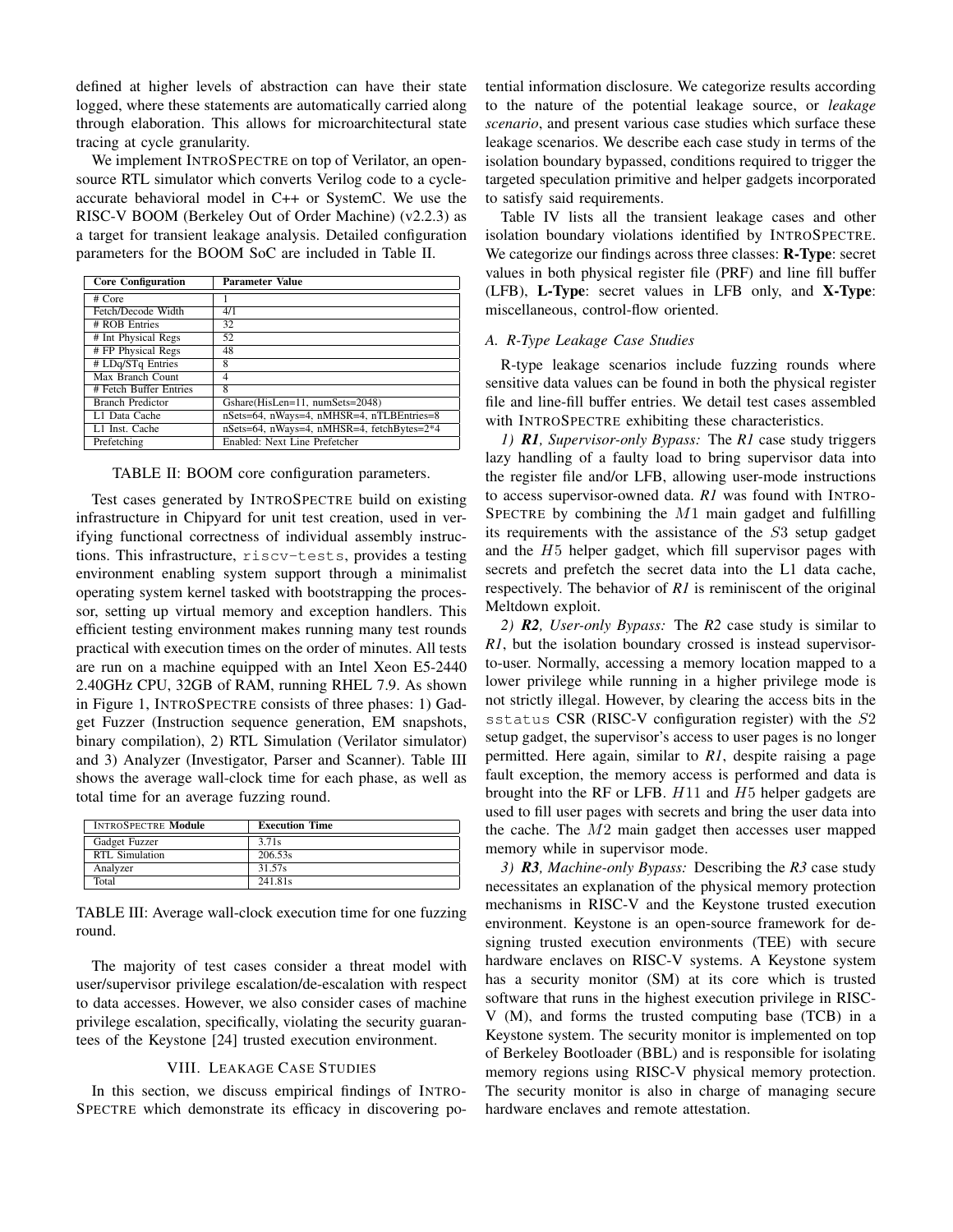defined at higher levels of abstraction can have their state logged, where these statements are automatically carried along through elaboration. This allows for microarchitectural state tracing at cycle granularity.

We implement INTROSPECTRE on top of Verilator, an open-source RTL simulator which converts Verilog code to a cycle-accurate behavioral model in C++ or SystemC. We use the RISC-V BOOM (Berkeley Out of Order Machine) (v2.2.3) as a target for transient leakage analysis. Detailed configuration parameters for the BOOM SoC are included in Table II.

| Core Configuration | Parameter Value |
|---|---|
| # Core | 1 |
| Fetch/Decode Width | 4/1 |
| # ROB Entries | 32 |
| # Int Physical Regs | 52 |
| # FP Physical Regs | 48 |
| # LDq/STq Entries | 8 |
| Max Branch Count | 4 |
| # Fetch Buffer Entries | 8 |
| Branch Predictor | Gshare(HisLen=11, numSets=2048) |
| L1 Data Cache | nSets=64, nWays=4, nMHSR=4, nTLBEntries=8 |
| L1 Inst. Cache | nSets=64, nWays=4, nMHSR=4, fetchBytes=2*4 |
| Prefetching | Enabled: Next Line Prefetcher |

TABLE II: BOOM core configuration parameters.

Test cases generated by INTROSPECTRE build on existing infrastructure in Chipyard for unit test creation, used in verifying functional correctness of individual assembly instructions. This infrastructure, `riscv-tests`, provides a testing environment enabling system support through a minimalist operating system kernel tasked with bootstrapping the processor, setting up virtual memory and exception handlers. This efficient testing environment makes running many test rounds practical with execution times on the order of minutes. All tests are run on a machine equipped with an Intel Xeon E5-2440 2.40GHz CPU, 32GB of RAM, running RHEL 7.9. As shown in Figure 1, INTROSPECTRE consists of three phases: 1) Gadget Fuzzer (Instruction sequence generation, EM snapshots, binary compilation), 2) RTL Simulation (Verilator simulator) and 3) Analyzer (Investigator, Parser and Scanner). Table III shows the average wall-clock time for each phase, as well as total time for an average fuzzing round.

| INTROSPECTRE Module | Execution Time |
|---|---|
| Gadget Fuzzer | 3.71s |
| RTL Simulation | 206.53s |
| Analyzer | 31.57s |
| Total | 241.81s |

TABLE III: Average wall-clock execution time for one fuzzing round.

The majority of test cases consider a threat model with user/supervisor privilege escalation/de-escalation with respect to data accesses. However, we also consider cases of machine privilege escalation, specifically, violating the security guarantees of the Keystone [24] trusted execution environment.

## VIII. LEAKAGE CASE STUDIES

In this section, we discuss empirical findings of INTROSPECTRE which demonstrate its efficacy in discovering potential information disclosure. We categorize results according to the nature of the potential leakage source, or *leakage scenario*, and present various case studies which surface these leakage scenarios. We describe each case study in terms of the isolation boundary bypassed, conditions required to trigger the targeted speculation primitive and helper gadgets incorporated to satisfy said requirements.

Table IV lists all the transient leakage cases and other isolation boundary violations identified by INTROSPECTRE. We categorize our findings across three classes: **R-Type**: secret values in both physical register file (PRF) and line fill buffer (LFB), **L-Type**: secret values in LFB only, and **X-Type**: miscellaneous, control-flow oriented.

### A. R-Type Leakage Case Studies

R-type leakage scenarios include fuzzing rounds where sensitive data values can be found in both the physical register file and line-fill buffer entries. We detail test cases assembled with INTROSPECTRE exhibiting these characteristics.

*1) **R1**, Supervisor-only Bypass:* The ***R1*** case study triggers lazy handling of a faulty load to bring supervisor data into the register file and/or LFB, allowing user-mode instructions to access supervisor-owned data. ***R1*** was found with INTROSPECTRE by combining the $M1$ main gadget and fulfilling its requirements with the assistance of the $S3$ setup gadget and the $H5$ helper gadget, which fill supervisor pages with secrets and prefetch the secret data into the L1 data cache, respectively. The behavior of ***R1*** is reminiscent of the original Meltdown exploit.

*2) **R2**, User-only Bypass:* The ***R2*** case study is similar to ***R1***, but the isolation boundary crossed is instead supervisor-to-user. Normally, accessing a memory location mapped to a lower privilege while running in a higher privilege mode is not strictly illegal. However, by clearing the access bits in the `sstatus` CSR (RISC-V configuration register) with the $S2$ setup gadget, the supervisor's access to user pages is no longer permitted. Here again, similar to ***R1***, despite raising a page fault exception, the memory access is performed and data is brought into the RF or LFB. $H11$ and $H5$ helper gadgets are used to fill user pages with secrets and bring the user data into the cache. The $M2$ main gadget then accesses user mapped memory while in supervisor mode.

*3) **R3**, Machine-only Bypass:* Describing the ***R3*** case study necessitates an explanation of the physical memory protection mechanisms in RISC-V and the Keystone trusted execution environment. Keystone is an open-source framework for designing trusted execution environments (TEE) with secure hardware enclaves on RISC-V systems. A Keystone system has a security monitor (SM) at its core which is trusted software that runs in the highest execution privilege in RISC-V (M), and forms the trusted computing base (TCB) in a Keystone system. The security monitor is implemented on top of Berkeley Bootloader (BBL) and is responsible for isolating memory regions using RISC-V physical memory protection. The security monitor is also in charge of managing secure hardware enclaves and remote attestation.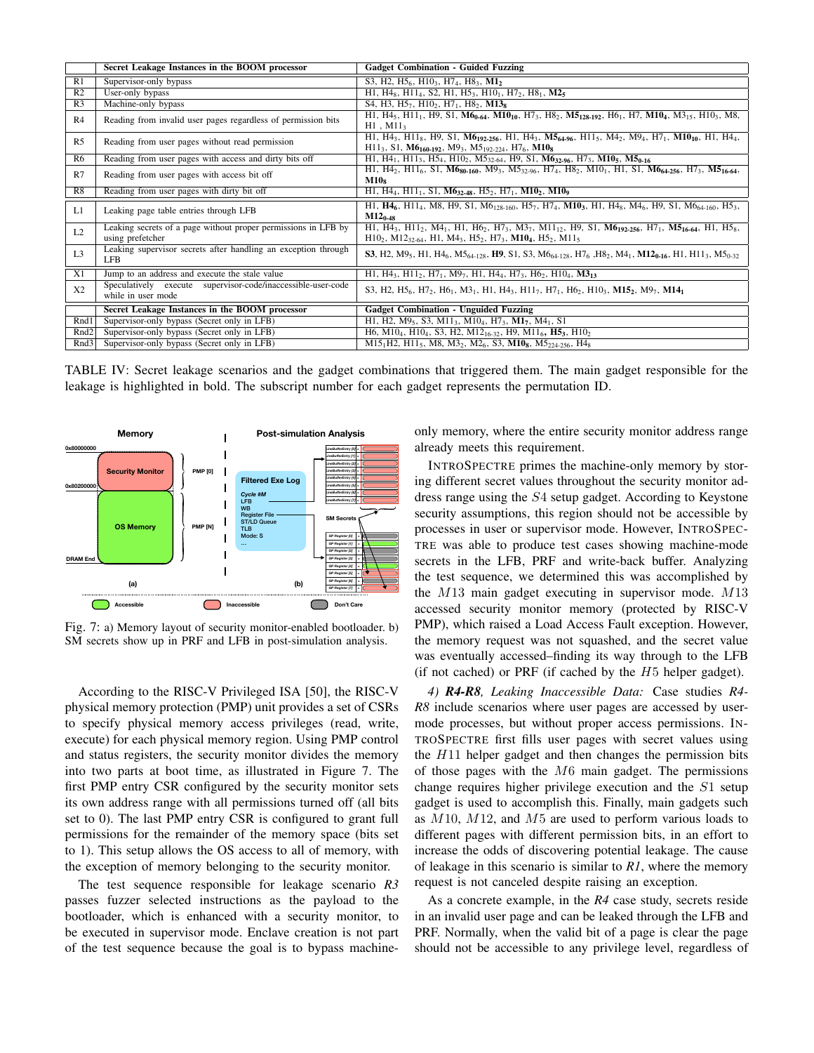|  | Secret Leakage Instances in the BOOM processor | Gadget Combination - Guided Fuzzing |
|---|---|---|
| R1 | Supervisor-only bypass | S3, H2, $H5_6$, $H10_3$, $H7_4$, $H8_3$, $\mathbf{M1_2}$ |
| R2 | User-only bypass | H1, $H4_8$, $H11_4$, S2, H1, $H5_3$, $H10_1$, $H7_2$, $H8_1$, $\mathbf{M2_5}$ |
| R3 | Machine-only bypass | S4, H3, $H5_7$, $H10_2$, $H7_1$, $H8_2$, $\mathbf{M13_8}$ |
| R4 | Reading from invalid user pages regardless of permission bits | H1, $H4_5$, $H11_1$, H9, S1, $\mathbf{M6_{0\text{-}64}}$, $\mathbf{M10_{10}}$, $H7_3$, $H8_2$, $\mathbf{M5_{128\text{-}192}}$, $H6_1$, H7, $\mathbf{M10_4}$, $M3_{15}$, $H10_3$, M8, H1 , $M11_3$ |
| R5 | Reading from user pages without read permission | H1, $H4_3$, $H11_8$, H9, S1, $\mathbf{M6_{192\text{-}256}}$, H1, $H4_3$, $\mathbf{M5_{64\text{-}96}}$, $H11_5$, $M4_2$, $M9_4$, $H7_1$, $\mathbf{M10_{10}}$, H1, $H4_4$, $H11_3$, S1, $\mathbf{M6_{160\text{-}192}}$, $M9_3$, $M5_{192\text{-}224}$, $H7_6$, $\mathbf{M10_8}$ |
| R6 | Reading from user pages with access and dirty bits off | H1, $H4_1$, $H11_3$, $H5_4$, $H10_2$, $M5_{32\text{-}64}$, H9, S1, $\mathbf{M6_{32\text{-}96}}$, $H7_3$, $\mathbf{M10_5}$, $\mathbf{M5_{0\text{-}16}}$ |
| R7 | Reading from user pages with access bit off | H1, $H4_2$, $H11_6$, S1, $\mathbf{M6_{80\text{-}160}}$, $M9_3$, $M5_{32\text{-}96}$, $H7_4$, $H8_2$, $M10_1$, H1, S1, $\mathbf{M6_{64\text{-}256}}$, $H7_3$, $\mathbf{M5_{16\text{-}64}}$, $\mathbf{M10_8}$ |
| R8 | Reading from user pages with dirty bit off | H1, $H4_4$, $H11_1$, S1, $\mathbf{M6_{32\text{-}48}}$, $H5_2$, $H7_1$, $\mathbf{M10_2}$, $\mathbf{M10_9}$ |
| L1 | Leaking page table entries through LFB | H1, $\mathbf{H4_6}$, $H11_4$, M8, H9, S1, $M6_{128\text{-}160}$, $H5_7$, $H7_4$, $\mathbf{M10_3}$, H1, $H4_8$, $M4_6$, H9, S1, $M6_{64\text{-}160}$, $H5_3$, $\mathbf{M12_{0\text{-}48}}$ |
| L2 | Leaking secrets of a page without proper permissions in LFB by using prefetcher | H1, $H4_3$, $H11_2$, $M4_1$, H1, $H6_2$, $H7_3$, $M3_7$, $M11_2$, H9, S1, $\mathbf{M6_{192\text{-}256}}$, $H7_1$, $\mathbf{M5_{16\text{-}64}}$, H1, $H5_8$, $H10_2$, $M12_{32\text{-}64}$, H1, $M4_3$, $H5_2$, $H7_3$, $\mathbf{M10_4}$, $H5_2$, $M11_5$ |
| L3 | Leaking supervisor secrets after handling an exception through LFB | **S3**, H2, $M9_5$, H1, $H4_6$, $M5_{64\text{-}128}$, **H9**, S1, S3, $M6_{64\text{-}128}$, $H7_6$ ,$H8_2$, $M4_1$, $\mathbf{M12_{0\text{-}16}}$, H1, $H11_3$, $M5_{0\text{-}32}$ |
| X1 | Jump to an address and execute the stale value | H1, $H4_3$, $H11_2$, $H7_1$, $M9_7$, H1, $H4_4$, $H7_3$, $H6_2$, $H10_4$, $\mathbf{M3_{13}}$ |
| X2 | Speculatively execute supervisor-code/inaccessible-user-code while in user mode | S3, H2, $H5_6$, $H7_2$, $H6_1$, $M3_1$, H1, $H4_3$, $H11_7$, $H7_1$, $H6_2$, $H10_3$, $\mathbf{M15_2}$, $M9_7$, $\mathbf{M14_1}$ |
|  | **Secret Leakage Instances in the BOOM processor** | **Gadget Combination - Unguided Fuzzing** |
| Rnd1 | Supervisor-only bypass (Secret only in LFB) | H1, H2, $M9_5$, S3, $M11_3$, $M10_4$, $H7_3$, $\mathbf{M1_7}$, $M4_1$, S1 |
| Rnd2 | Supervisor-only bypass (Secret only in LFB) | H6, $M10_4$, $H10_4$, S3, H2, $M12_{16\text{-}32}$, H9, $M11_6$, $\mathbf{H5_3}$, $H10_2$ |
| Rnd3 | Supervisor-only bypass (Secret only in LFB) | $M15_1$H2, $H11_5$, M8, $M3_2$, $M2_6$, S3, $\mathbf{M10_8}$, $M5_{224\text{-}256}$, $H4_8$ |

TABLE IV: Secret leakage scenarios and the gadget combinations that triggered them. The main gadget responsible for the leakage is highlighted in bold. The subscript number for each gadget represents the permutation ID.

Fig. 7: a) Memory layout of security monitor-enabled bootloader. b) SM secrets show up in PRF and LFB in post-simulation analysis.

According to the RISC-V Privileged ISA [50], the RISC-V physical memory protection (PMP) unit provides a set of CSRs to specify physical memory access privileges (read, write, execute) for each physical memory region. Using PMP control and status registers, the security monitor divides the memory into two parts at boot time, as illustrated in Figure 7. The first PMP entry CSR configured by the security monitor sets its own address range with all permissions turned off (all bits set to 0). The last PMP entry CSR is configured to grant full permissions for the remainder of the memory space (bits set to 1). This setup allows the OS access to all of memory, with the exception of memory belonging to the security monitor.

The test sequence responsible for leakage scenario *R3* passes fuzzer selected instructions as the payload to the bootloader, which is enhanced with a security monitor, to be executed in supervisor mode. Enclave creation is not part of the test sequence because the goal is to bypass machine-only memory, where the entire security monitor address range already meets this requirement.

INTROSPECTRE primes the machine-only memory by storing different secret values throughout the security monitor address range using the $S4$ setup gadget. According to Keystone security assumptions, this region should not be accessible by processes in user or supervisor mode. However, INTROSPECTRE was able to produce test cases showing machine-mode secrets in the LFB, PRF and write-back buffer. Analyzing the test sequence, we determined this was accomplished by the $M13$ main gadget executing in supervisor mode. $M13$ accessed security monitor memory (protected by RISC-V PMP), which raised a Load Access Fault exception. However, the memory request was not squashed, and the secret value was eventually accessed–finding its way through to the LFB (if not cached) or PRF (if cached by the $H5$ helper gadget).

*4) **R4-R8**, Leaking Inaccessible Data:* Case studies *R4-R8* include scenarios where user pages are accessed by user-mode processes, but without proper access permissions. INTROSPECTRE first fills user pages with secret values using the $H11$ helper gadget and then changes the permission bits of those pages with the $M6$ main gadget. The permissions change requires higher privilege execution and the $S1$ setup gadget is used to accomplish this. Finally, main gadgets such as $M10$, $M12$, and $M5$ are used to perform various loads to different pages with different permission bits, in an effort to increase the odds of discovering potential leakage. The cause of leakage in this scenario is similar to *R1*, where the memory request is not canceled despite raising an exception.

As a concrete example, in the ***R4*** case study, secrets reside in an invalid user page and can be leaked through the LFB and PRF. Normally, when the valid bit of a page is clear the page should not be accessible to any privilege level, regardless of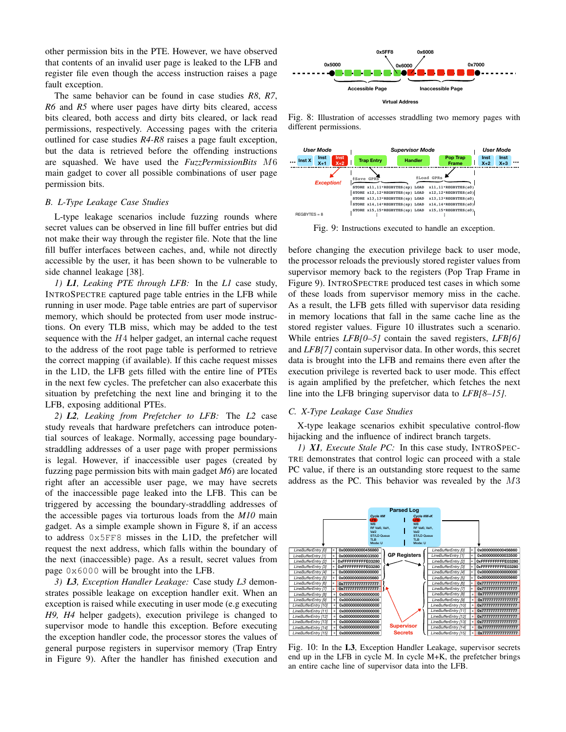other permission bits in the PTE. However, we have observed that contents of an invalid user page is leaked to the LFB and register file even though the access instruction raises a page fault exception.

The same behavior can be found in case studies *R8*, *R7*, *R6* and *R5* where user pages have dirty bits cleared, access bits cleared, both access and dirty bits cleared, or lack read permissions, respectively. Accessing pages with the criteria outlined for case studies *R4-R8* raises a page fault exception, but the data is retrieved before the offending instructions are squashed. We have used the *FuzzPermissionBits* $M6$ main gadget to cover all possible combinations of user page permission bits.

### *B. L-Type Leakage Case Studies*

L-type leakage scenarios include fuzzing rounds where secret values can be observed in line fill buffer entries but did not make their way through the register file. Note that the line fill buffer interfaces between caches, and, while not directly accessible by the user, it has been shown to be vulnerable to side channel leakage [38].

*1)* ***L1****, Leaking PTE through LFB:* In the *L1* case study, INTROSPECTRE captured page table entries in the LFB while running in user mode. Page table entries are part of supervisor memory, which should be protected from user mode instructions. On every TLB miss, which may be added to the test sequence with the $H4$ helper gadget, an internal cache request to the address of the root page table is performed to retrieve the correct mapping (if available). If this cache request misses in the L1D, the LFB gets filled with the entire line of PTEs in the next few cycles. The prefetcher can also exacerbate this situation by prefetching the next line and bringing it to the LFB, exposing additional PTEs.

*2)* ***L2****, Leaking from Prefetcher to LFB:* The *L2* case study reveals that hardware prefetchers can introduce potential sources of leakage. Normally, accessing page boundary-straddling addresses of a user page with proper permissions is legal. However, if inaccessible user pages (created by fuzzing page permission bits with main gadget *M6*) are located right after an accessible user page, we may have secrets of the inaccessible page leaked into the LFB. This can be triggered by accessing the boundary-straddling addresses of the accessible pages via torturous loads from the *M10* main gadget. As a simple example shown in Figure 8, if an access to address `0x5FF8` misses in the L1D, the prefetcher will request the next address, which falls within the boundary of the next (inaccessible) page. As a result, secret values from page `0x6000` will be brought into the LFB.

*3)* ***L3****, Exception Handler Leakage:* Case study *L3* demonstrates possible leakage on exception handler exit. When an exception is raised while executing in user mode (e.g executing *H9, H4* helper gadgets), execution privilege is changed to supervisor mode to handle this exception. Before executing the exception handler code, the processor stores the values of general purpose registers in supervisor memory (Trap Entry in Figure 9). After the handler has finished execution and before changing the execution privilege back to user mode, the processor reloads the previously stored register values from supervisor memory back to the registers (Pop Trap Frame in Figure 9). INTROSPECTRE produced test cases in which some of these loads from supervisor memory miss in the cache. As a result, the LFB gets filled with supervisor data residing in memory locations that fall in the same cache line as the stored register values. Figure 10 illustrates such a scenario. While entries *LFB[0–5]* contain the saved registers, *LFB[6]* and *LFB[7]* contain supervisor data. In other words, this secret data is brought into the LFB and remains there even after the execution privilege is reverted back to user mode. This effect is again amplified by the prefetcher, which fetches the next line into the LFB bringing supervisor data to *LFB[8–15]*.

Fig. 8: Illustration of accesses straddling two memory pages with different permissions.

Fig. 9: Instructions executed to handle an exception.

### *C. X-Type Leakage Case Studies*

X-type leakage scenarios exhibit speculative control-flow hijacking and the influence of indirect branch targets.

*1)* ***X1****, Execute Stale PC:* In this case study, INTROSPECTRE demonstrates that control logic can proceed with a stale PC value, if there is an outstanding store request to the same address as the PC. This behavior was revealed by the $M3$

Fig. 10: In the **L3**, Exception Handler Leakage, supervisor secrets end up in the LFB in cycle M. In cycle M+K, the prefetcher brings an entire cache line of supervisor data into the LFB.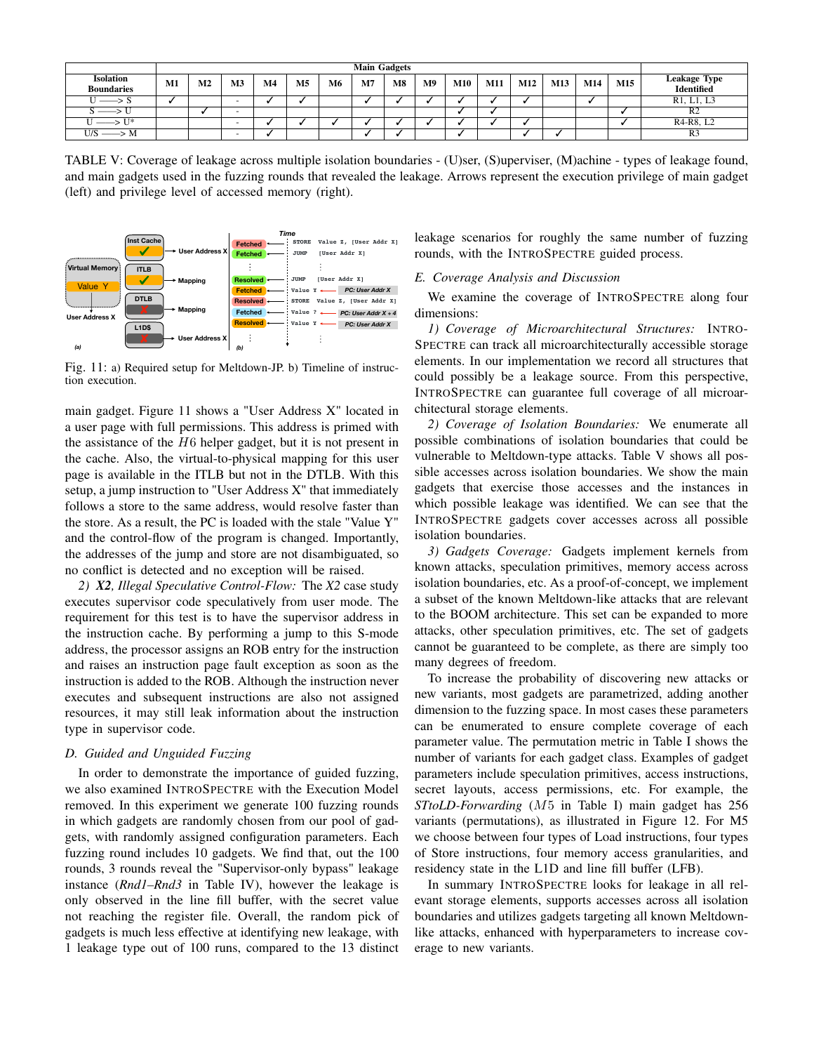| Isolation Boundaries | Main Gadgets | | | | | | | | | | | | | | | Leakage Type Identified |
|---|---|---|---|---|---|---|---|---|---|---|---|---|---|---|---|---|
| | M1 | M2 | M3 | M4 | M5 | M6 | M7 | M8 | M9 | M10 | M11 | M12 | M13 | M14 | M15 | |
| U ——> S | ✓ | | - | ✓ | ✓ | | ✓ | ✓ | ✓ | ✓ | ✓ | ✓ | | ✓ | | R1, L1, L3 |
| S ——> U | | ✓ | - | | | | | | | ✓ | ✓ | | | | ✓ | R2 |
| U ——> U* | | | - | ✓ | ✓ | ✓ | ✓ | ✓ | ✓ | ✓ | ✓ | ✓ | | | ✓ | R4-R8, L2 |
| U/S ——> M | | | - | ✓ | | | ✓ | ✓ | | ✓ | | ✓ | ✓ | | | R3 |

TABLE V: Coverage of leakage across multiple isolation boundaries - (U)ser, (S)uperviser, (M)achine - types of leakage found, and main gadgets used in the fuzzing rounds that revealed the leakage. Arrows represent the execution privilege of main gadget (left) and privilege level of accessed memory (right).

Fig. 11: a) Required setup for Meltdown-JP. b) Timeline of instruction execution.

main gadget. Figure 11 shows a "User Address X" located in a user page with full permissions. This address is primed with the assistance of the $H6$ helper gadget, but it is not present in the cache. Also, the virtual-to-physical mapping for this user page is available in the ITLB but not in the DTLB. With this setup, a jump instruction to "User Address X" that immediately follows a store to the same address, would resolve faster than the store. As a result, the PC is loaded with the stale "Value Y" and the control-flow of the program is changed. Importantly, the addresses of the jump and store are not disambiguated, so no conflict is detected and no exception will be raised.

*2) **X2**, Illegal Speculative Control-Flow:* The *X2* case study executes supervisor code speculatively from user mode. The requirement for this test is to have the supervisor address in the instruction cache. By performing a jump to this S-mode address, the processor assigns an ROB entry for the instruction and raises an instruction page fault exception as soon as the instruction is added to the ROB. Although the instruction never executes and subsequent instructions are also not assigned resources, it may still leak information about the instruction type in supervisor code.

### D. Guided and Unguided Fuzzing

In order to demonstrate the importance of guided fuzzing, we also examined INTROSPECTRE with the Execution Model removed. In this experiment we generate 100 fuzzing rounds in which gadgets are randomly chosen from our pool of gadgets, with randomly assigned configuration parameters. Each fuzzing round includes 10 gadgets. We find that, out the 100 rounds, 3 rounds reveal the "Supervisor-only bypass" leakage instance (*Rnd1–Rnd3* in Table IV), however the leakage is only observed in the line fill buffer, with the secret value not reaching the register file. Overall, the random pick of gadgets is much less effective at identifying new leakage, with 1 leakage type out of 100 runs, compared to the 13 distinct leakage scenarios for roughly the same number of fuzzing rounds, with the INTROSPECTRE guided process.

### E. Coverage Analysis and Discussion

We examine the coverage of INTROSPECTRE along four dimensions:

*1) Coverage of Microarchitectural Structures:* INTROSPECTRE can track all microarchitecturally accessible storage elements. In our implementation we record all structures that could possibly be a leakage source. From this perspective, INTROSPECTRE can guarantee full coverage of all microarchitectural storage elements.

*2) Coverage of Isolation Boundaries:* We enumerate all possible combinations of isolation boundaries that could be vulnerable to Meltdown-type attacks. Table V shows all possible accesses across isolation boundaries. We show the main gadgets that exercise those accesses and the instances in which possible leakage was identified. We can see that the INTROSPECTRE gadgets cover accesses across all possible isolation boundaries.

*3) Gadgets Coverage:* Gadgets implement kernels from known attacks, speculation primitives, memory access across isolation boundaries, etc. As a proof-of-concept, we implement a subset of the known Meltdown-like attacks that are relevant to the BOOM architecture. This set can be expanded to more attacks, other speculation primitives, etc. The set of gadgets cannot be guaranteed to be complete, as there are simply too many degrees of freedom.

To increase the probability of discovering new attacks or new variants, most gadgets are parametrized, adding another dimension to the fuzzing space. In most cases these parameters can be enumerated to ensure complete coverage of each parameter value. The permutation metric in Table I shows the number of variants for each gadget class. Examples of gadget parameters include speculation primitives, access instructions, secret layouts, access permissions, etc. For example, the *STtoLD-Forwarding* ($M5$ in Table I) main gadget has 256 variants (permutations), as illustrated in Figure 12. For M5 we choose between four types of Load instructions, four types of Store instructions, four memory access granularities, and residency state in the L1D and line fill buffer (LFB).

In summary INTROSPECTRE looks for leakage in all relevant storage elements, supports accesses across all isolation boundaries and utilizes gadgets targeting all known Meltdown-like attacks, enhanced with hyperparameters to increase coverage to new variants.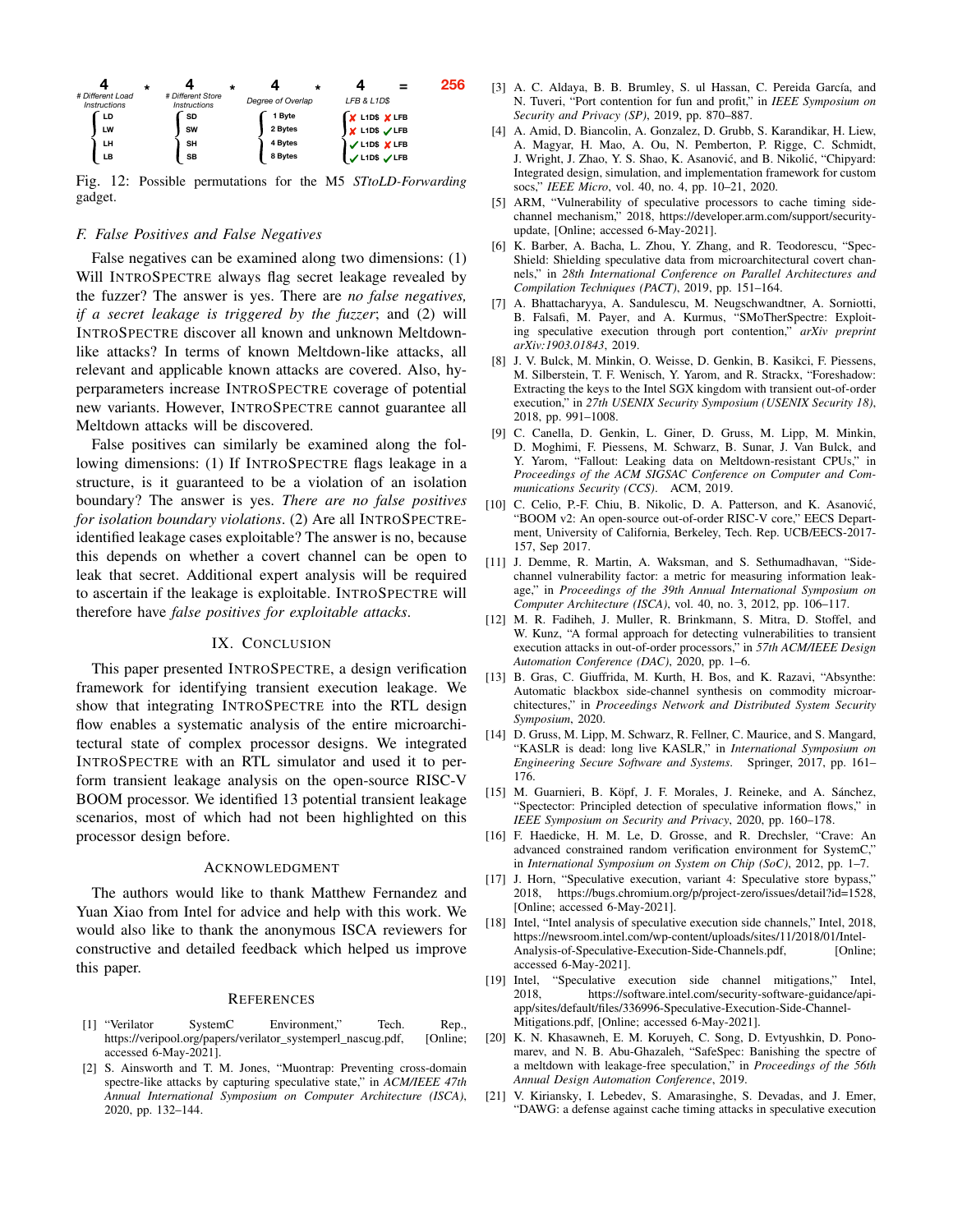| 4 | * | 4 | * | 4 | * | 4 | = | 256 |
|---|---|---|---|---|---|---|---|---|
| # Different Load Instructions | | # Different Store Instructions | | Degree of Overlap | | LFB & L1D$ | | |
| LD | | SD | | 1 Byte | | ✗ L1D$ ✗ LFB | | |
| LW | | SW | | 2 Bytes | | ✗ L1D$ ✓ LFB | | |
| LH | | SH | | 4 Bytes | | ✓ L1D$ ✗ LFB | | |
| LB | | SB | | 8 Bytes | | ✓ L1D$ ✓ LFB | | |

Fig. 12: Possible permutations for the M5 *STtoLD-Forwarding* gadget.

### F. False Positives and False Negatives

False negatives can be examined along two dimensions: (1) Will INTROSPECTRE always flag secret leakage revealed by the fuzzer? The answer is yes. There are *no false negatives, if a secret leakage is triggered by the fuzzer*; and (2) will INTROSPECTRE discover all known and unknown Meltdown-like attacks? In terms of known Meltdown-like attacks, all relevant and applicable known attacks are covered. Also, hyperparameters increase INTROSPECTRE coverage of potential new variants. However, INTROSPECTRE cannot guarantee all Meltdown attacks will be discovered.

False positives can similarly be examined along the following dimensions: (1) If INTROSPECTRE flags leakage in a structure, is it guaranteed to be a violation of an isolation boundary? The answer is yes. *There are no false positives for isolation boundary violations*. (2) Are all INTROSPECTRE-identified leakage cases exploitable? The answer is no, because this depends on whether a covert channel can be open to leak that secret. Additional expert analysis will be required to ascertain if the leakage is exploitable. INTROSPECTRE will therefore have *false positives for exploitable attacks*.

## IX. Conclusion

This paper presented INTROSPECTRE, a design verification framework for identifying transient execution leakage. We show that integrating INTROSPECTRE into the RTL design flow enables a systematic analysis of the entire microarchitectural state of complex processor designs. We integrated INTROSPECTRE with an RTL simulator and used it to perform transient leakage analysis on the open-source RISC-V BOOM processor. We identified 13 potential transient leakage scenarios, most of which had not been highlighted on this processor design before.

## Acknowledgment

The authors would like to thank Matthew Fernandez and Yuan Xiao from Intel for advice and help with this work. We would also like to thank the anonymous ISCA reviewers for constructive and detailed feedback which helped us improve this paper.

## References

[1] "Verilator SystemC Environment," Tech. Rep., https://veripool.org/papers/verilator_systemperl_nascug.pdf, [Online; accessed 6-May-2021].

[2] S. Ainsworth and T. M. Jones, "Muontrap: Preventing cross-domain spectre-like attacks by capturing speculative state," in *ACM/IEEE 47th Annual International Symposium on Computer Architecture (ISCA)*, 2020, pp. 132–144.

[3] A. C. Aldaya, B. B. Brumley, S. ul Hassan, C. Pereida García, and N. Tuveri, "Port contention for fun and profit," in *IEEE Symposium on Security and Privacy (SP)*, 2019, pp. 870–887.

[4] A. Amid, D. Biancolin, A. Gonzalez, D. Grubb, S. Karandikar, H. Liew, A. Magyar, H. Mao, A. Ou, N. Pemberton, P. Rigge, C. Schmidt, J. Wright, J. Zhao, Y. S. Shao, K. Asanović, and B. Nikolić, "Chipyard: Integrated design, simulation, and implementation framework for custom socs," *IEEE Micro*, vol. 40, no. 4, pp. 10–21, 2020.

[5] ARM, "Vulnerability of speculative processors to cache timing side-channel mechanism," 2018, https://developer.arm.com/support/security-update, [Online; accessed 6-May-2021].

[6] K. Barber, A. Bacha, L. Zhou, Y. Zhang, and R. Teodorescu, "Spec-Shield: Shielding speculative data from microarchitectural covert channels," in *28th International Conference on Parallel Architectures and Compilation Techniques (PACT)*, 2019, pp. 151–164.

[7] A. Bhattacharyya, A. Sandulescu, M. Neugschwandtner, A. Sorniotti, B. Falsafi, M. Payer, and A. Kurmus, "SMoTherSpectre: Exploiting speculative execution through port contention," *arXiv preprint arXiv:1903.01843*, 2019.

[8] J. V. Bulck, M. Minkin, O. Weisse, D. Genkin, B. Kasikci, F. Piessens, M. Silberstein, T. F. Wenisch, Y. Yarom, and R. Strackx, "Foreshadow: Extracting the keys to the Intel SGX kingdom with transient out-of-order execution," in *27th USENIX Security Symposium (USENIX Security 18)*, 2018, pp. 991–1008.

[9] C. Canella, D. Genkin, L. Giner, D. Gruss, M. Lipp, M. Minkin, D. Moghimi, F. Piessens, M. Schwarz, B. Sunar, J. Van Bulck, and Y. Yarom, "Fallout: Leaking data on Meltdown-resistant CPUs," in *Proceedings of the ACM SIGSAC Conference on Computer and Communications Security (CCS)*. ACM, 2019.

[10] C. Celio, P.-F. Chiu, B. Nikolic, D. A. Patterson, and K. Asanović, "BOOM v2: An open-source out-of-order RISC-V core," EECS Department, University of California, Berkeley, Tech. Rep. UCB/EECS-2017-157, Sep 2017.

[11] J. Demme, R. Martin, A. Waksman, and S. Sethumadhavan, "Side-channel vulnerability factor: a metric for measuring information leakage," in *Proceedings of the 39th Annual International Symposium on Computer Architecture (ISCA)*, vol. 40, no. 3, 2012, pp. 106–117.

[12] M. R. Fadiheh, J. Muller, R. Brinkmann, S. Mitra, D. Stoffel, and W. Kunz, "A formal approach for detecting vulnerabilities to transient execution attacks in out-of-order processors," in *57th ACM/IEEE Design Automation Conference (DAC)*, 2020, pp. 1–6.

[13] B. Gras, C. Giuffrida, M. Kurth, H. Bos, and K. Razavi, "Absynthe: Automatic blackbox side-channel synthesis on commodity microarchitectures," in *Proceedings Network and Distributed System Security Symposium*, 2020.

[14] D. Gruss, M. Lipp, M. Schwarz, R. Fellner, C. Maurice, and S. Mangard, "KASLR is dead: long live KASLR," in *International Symposium on Engineering Secure Software and Systems*. Springer, 2017, pp. 161–176.

[15] M. Guarnieri, B. Köpf, J. F. Morales, J. Reineke, and A. Sánchez, "Spectector: Principled detection of speculative information flows," in *IEEE Symposium on Security and Privacy*, 2020, pp. 160–178.

[16] F. Haedicke, H. M. Le, D. Grosse, and R. Drechsler, "Crave: An advanced constrained random verification environment for SystemC," in *International Symposium on System on Chip (SoC)*, 2012, pp. 1–7.

[17] J. Horn, "Speculative execution, variant 4: Speculative store bypass," 2018, https://bugs.chromium.org/p/project-zero/issues/detail?id=1528, [Online; accessed 6-May-2021].

[18] Intel, "Intel analysis of speculative execution side channels," Intel, 2018, https://newsroom.intel.com/wp-content/uploads/sites/11/2018/01/Intel-Analysis-of-Speculative-Execution-Side-Channels.pdf, [Online; accessed 6-May-2021].

[19] Intel, "Speculative execution side channel mitigations," Intel, 2018, https://software.intel.com/security-software-guidance/api-app/sites/default/files/336996-Speculative-Execution-Side-Channel-Mitigations.pdf, [Online; accessed 6-May-2021].

[20] K. N. Khasawneh, E. M. Koruyeh, C. Song, D. Evtyushkin, D. Ponomarev, and N. B. Abu-Ghazaleh, "SafeSpec: Banishing the spectre of a meltdown with leakage-free speculation," in *Proceedings of the 56th Annual Design Automation Conference*, 2019.

[21] V. Kiriansky, I. Lebedev, S. Amarasinghe, S. Devadas, and J. Emer, "DAWG: a defense against cache timing attacks in speculative execution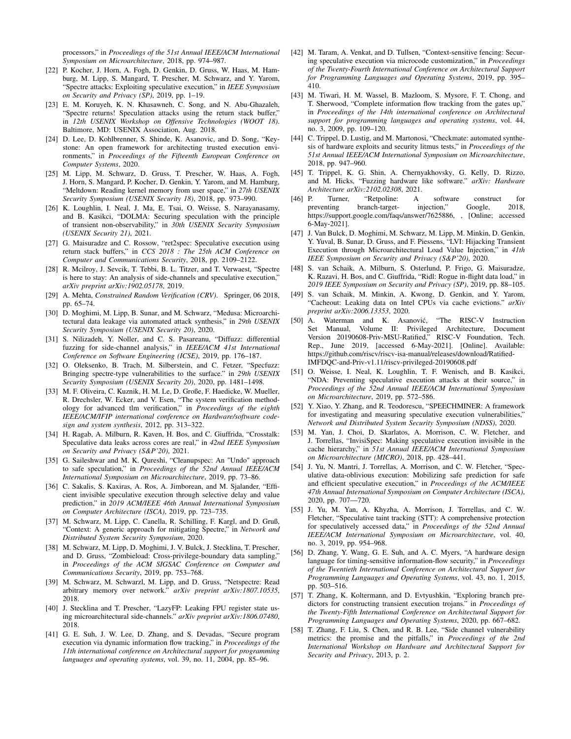processors," in *Proceedings of the 51st Annual IEEE/ACM International Symposium on Microarchitecture*, 2018, pp. 974–987.

[22] P. Kocher, J. Horn, A. Fogh, D. Genkin, D. Gruss, W. Haas, M. Hamburg, M. Lipp, S. Mangard, T. Prescher, M. Schwarz, and Y. Yarom, "Spectre attacks: Exploiting speculative execution," in *IEEE Symposium on Security and Privacy (SP)*, 2019, pp. 1–19.

[23] E. M. Koruyeh, K. N. Khasawneh, C. Song, and N. Abu-Ghazaleh, "Spectre returns! Speculation attacks using the return stack buffer," in *12th USENIX Workshop on Offensive Technologies (WOOT 18)*. Baltimore, MD: USENIX Association, Aug. 2018.

[24] D. Lee, D. Kohlbrenner, S. Shinde, K. Asanovic, and D. Song, "Keystone: An open framework for architecting trusted execution environments," in *Proceedings of the Fifteenth European Conference on Computer Systems*, 2020.

[25] M. Lipp, M. Schwarz, D. Gruss, T. Prescher, W. Haas, A. Fogh, J. Horn, S. Mangard, P. Kocher, D. Genkin, Y. Yarom, and M. Hamburg, "Meltdown: Reading kernel memory from user space," in *27th USENIX Security Symposium (USENIX Security 18)*, 2018, pp. 973–990.

[26] K. Loughlin, I. Neal, J. Ma, E. Tsai, O. Weisse, S. Narayanasamy, and B. Kasikci, "DOLMA: Securing speculation with the principle of transient non-observability," in *30th USENIX Security Symposium (USENIX Security 21)*, 2021.

[27] G. Maisuradze and C. Rossow, "ret2spec: Speculative execution using return stack buffers," in *CCS 2018 : The 25th ACM Conference on Computer and Communications Security*, 2018, pp. 2109–2122.

[28] R. Mcilroy, J. Sevcik, T. Tebbi, B. L. Titzer, and T. Verwaest, "Spectre is here to stay: An analysis of side-channels and speculative execution," *arXiv preprint arXiv:1902.05178*, 2019.

[29] A. Mehta, *Constrained Random Verification (CRV)*. Springer, 06 2018, pp. 65–74.

[30] D. Moghimi, M. Lipp, B. Sunar, and M. Schwarz, "Medusa: Microarchitectural data leakage via automated attack synthesis," in *29th USENIX Security Symposium (USENIX Security 20)*, 2020.

[31] S. Nilizadeh, Y. Noller, and C. S. Pasareanu, "Diffuzz: differential fuzzing for side-channel analysis," in *IEEE/ACM 41st International Conference on Software Engineering (ICSE)*, 2019, pp. 176–187.

[32] O. Oleksenko, B. Trach, M. Silberstein, and C. Fetzer, "Specfuzz: Bringing spectre-type vulnerabilities to the surface." in *29th USENIX Security Symposium (USENIX Security 20)*, 2020, pp. 1481–1498.

[33] M. F. Oliveira, C. Kuznik, H. M. Le, D. Große, F. Haedicke, W. Mueller, R. Drechsler, W. Ecker, and V. Esen, "The system verification methodology for advanced tlm verification," in *Proceedings of the eighth IEEE/ACM/IFIP international conference on Hardware/software codesign and system synthesis*, 2012, pp. 313–322.

[34] H. Ragab, A. Milburn, R. Kaven, H. Bos, and C. Giuffrida, "Crosstalk: Speculative data leaks across cores are real," in *42nd IEEE Symposium on Security and Privacy (S&P'20)*, 2021.

[35] G. Saileshwar and M. K. Qureshi, "Cleanupspec: An "Undo" approach to safe speculation," in *Proceedings of the 52nd Annual IEEE/ACM International Symposium on Microarchitecture*, 2019, pp. 73–86.

[36] C. Sakalis, S. Kaxiras, A. Ros, A. Jimborean, and M. Sjalander, "Efficient invisible speculative execution through selective delay and value prediction," in *2019 ACM/IEEE 46th Annual International Symposium on Computer Architecture (ISCA)*, 2019, pp. 723–735.

[37] M. Schwarz, M. Lipp, C. Canella, R. Schilling, F. Kargl, and D. Gruß, "Context: A generic approach for mitigating Spectre," in *Network and Distributed System Security Symposium*, 2020.

[38] M. Schwarz, M. Lipp, D. Moghimi, J. V. Bulck, J. Stecklina, T. Prescher, and D. Gruss, "Zombieload: Cross-privilege-boundary data sampling," in *Proceedings of the ACM SIGSAC Conference on Computer and Communications Security*, 2019, pp. 753–768.

[39] M. Schwarz, M. Schwarzl, M. Lipp, and D. Gruss, "Netspectre: Read arbitrary memory over network." *arXiv preprint arXiv:1807.10535*, 2018.

[40] J. Stecklina and T. Prescher, "LazyFP: Leaking FPU register state using microarchitectural side-channels." *arXiv preprint arXiv:1806.07480*, 2018.

[41] G. E. Suh, J. W. Lee, D. Zhang, and S. Devadas, "Secure program execution via dynamic information flow tracking," in *Proceedings of the 11th international conference on Architectural support for programming languages and operating systems*, vol. 39, no. 11, 2004, pp. 85–96.

[42] M. Taram, A. Venkat, and D. Tullsen, "Context-sensitive fencing: Securing speculative execution via microcode customization," in *Proceedings of the Twenty-Fourth International Conference on Architectural Support for Programming Languages and Operating Systems*, 2019, pp. 395–410.

[43] M. Tiwari, H. M. Wassel, B. Mazloom, S. Mysore, F. T. Chong, and T. Sherwood, "Complete information flow tracking from the gates up," in *Proceedings of the 14th international conference on Architectural support for programming languages and operating systems*, vol. 44, no. 3, 2009, pp. 109–120.

[44] C. Trippel, D. Lustig, and M. Martonosi, "Checkmate: automated synthesis of hardware exploits and security litmus tests," in *Proceedings of the 51st Annual IEEE/ACM International Symposium on Microarchitecture*, 2018, pp. 947–960.

[45] T. Trippel, K. G. Shin, A. Chernyakhovsky, G. Kelly, D. Rizzo, and M. Hicks, "Fuzzing hardware like software." *arXiv: Hardware Architecture arXiv:2102.02308*, 2021.

[46] P. Turner, "Retpoline: A software construct for preventing branch-target- injection," Google, 2018, https://support.google.com/faqs/answer/7625886, , [Online; accessed 6-May-2021].

[47] J. Van Bulck, D. Moghimi, M. Schwarz, M. Lipp, M. Minkin, D. Genkin, Y. Yuval, B. Sunar, D. Gruss, and F. Piessens, "LVI: Hijacking Transient Execution through Microarchitectural Load Value Injection," in *41th IEEE Symposium on Security and Privacy (S&P'20)*, 2020.

[48] S. van Schaik, A. Milburn, S. Osterlund, P. Frigo, G. Maisuradze, K. Razavi, H. Bos, and C. Giuffrida, "Ridl: Rogue in-flight data load," in *2019 IEEE Symposium on Security and Privacy (SP)*, 2019, pp. 88–105.

[49] S. van Schaik, M. Minkin, A. Kwong, D. Genkin, and Y. Yarom, "Cacheout: Leaking data on Intel CPUs via cache evictions." *arXiv preprint arXiv:2006.13353*, 2020.

[50] A. Waterman and K. Asanović, "The RISC-V Instruction Set Manual, Volume II: Privileged Architecture, Document Version 20190608-Priv-MSU-Ratified," RISC-V Foundation, Tech. Rep., June 2019, [accessed 6-May-2021]. [Online]. Available: https://github.com/riscv/riscv-isa-manual/releases/download/Ratified-IMFDQC-and-Priv-v1.11/riscv-privileged-20190608.pdf

[51] O. Weisse, I. Neal, K. Loughlin, T. F. Wenisch, and B. Kasikci, "NDA: Preventing speculative execution attacks at their source," in *Proceedings of the 52nd Annual IEEE/ACM International Symposium on Microarchitecture*, 2019, pp. 572–586.

[52] Y. Xiao, Y. Zhang, and R. Teodorescu, "SPEECHMINER: A framework for investigating and measuring speculative execution vulnerabilities," *Network and Distributed System Security Symposium (NDSS)*, 2020.

[53] M. Yan, J. Choi, D. Skarlatos, A. Morrison, C. W. Fletcher, and J. Torrellas, "InvisiSpec: Making speculative execution invisible in the cache hierarchy," in *51st Annual IEEE/ACM International Symposium on Microarchitecture (MICRO)*, 2018, pp. 428–441.

[54] J. Yu, N. Mantri, J. Torrellas, A. Morrison, and C. W. Fletcher, "Speculative data-oblivious execution: Mobilizing safe prediction for safe and efficient speculative execution," in *Proceedings of the ACM/IEEE 47th Annual International Symposium on Computer Architecture (ISCA)*, 2020, pp. 707—720.

[55] J. Yu, M. Yan, A. Khyzha, A. Morrison, J. Torrellas, and C. W. Fletcher, "Speculative taint tracking (STT): A comprehensive protection for speculatively accessed data," in *Proceedings of the 52nd Annual IEEE/ACM International Symposium on Microarchitecture*, vol. 40, no. 3, 2019, pp. 954–968.

[56] D. Zhang, Y. Wang, G. E. Suh, and A. C. Myers, "A hardware design language for timing-sensitive information-flow security," in *Proceedings of the Twentieth International Conference on Architectural Support for Programming Languages and Operating Systems*, vol. 43, no. 1, 2015, pp. 503–516.

[57] T. Zhang, K. Koltermann, and D. Evtyushkin, "Exploring branch predictors for constructing transient execution trojans." in *Proceedings of the Twenty-Fifth International Conference on Architectural Support for Programming Languages and Operating Systems*, 2020, pp. 667–682.

[58] T. Zhang, F. Liu, S. Chen, and R. B. Lee, "Side channel vulnerability metrics: the promise and the pitfalls," in *Proceedings of the 2nd International Workshop on Hardware and Architectural Support for Security and Privacy*, 2013, p. 2.